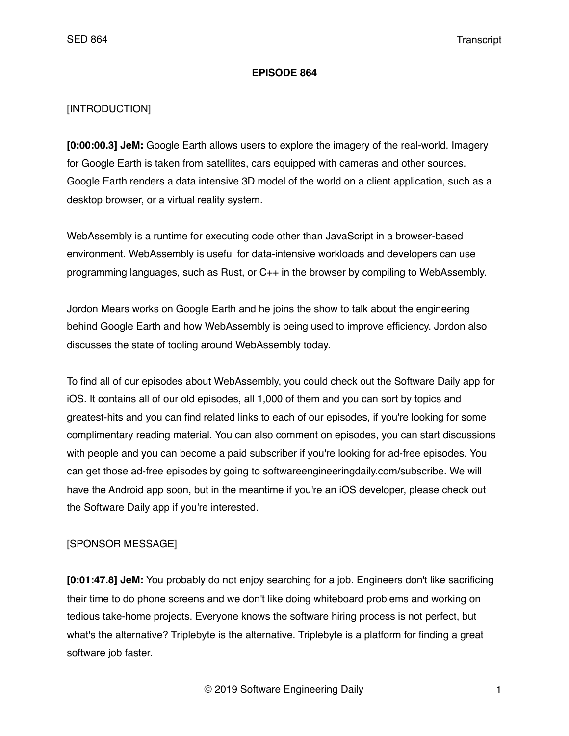# EPISODE 864

[INTRODUCTION]

**[0:00:00.3] JeM:** Google Earth allows users to explore the imagery of the real-world. Imagery for Google Earth is taken from satellites, cars equipped with cameras and other sources. Google Earth renders a data intensive 3D model of the world on a client application, such as a desktop browser, or a virtual reality system.

WebAssembly is a runtime for executing code other than JavaScript in a browser-based environment. WebAssembly is useful for data-intensive workloads and developers can use programming languages, such as Rust, or C++ in the browser by compiling to WebAssembly.

Jordon Mears works on Google Earth and he joins the show to talk about the engineering behind Google Earth and how WebAssembly is being used to improve efficiency. Jordon also discusses the state of tooling around WebAssembly today.

To find all of our episodes about WebAssembly, you could check out the Software Daily app for iOS. It contains all of our old episodes, all 1,000 of them and you can sort by topics and greatest-hits and you can find related links to each of our episodes, if you're looking for some complimentary reading material. You can also comment on episodes, you can start discussions with people and you can become a paid subscriber if you're looking for ad-free episodes. You can get those ad-free episodes by going to softwareengineeringdaily.com/subscribe. We will have the Android app soon, but in the meantime if you're an iOS developer, please check out the Software Daily app if you're interested.

[SPONSOR MESSAGE]

**[0:01:47.8] JeM:** You probably do not enjoy searching for a job. Engineers don't like sacrificing their time to do phone screens and we don't like doing whiteboard problems and working on tedious take-home projects. Everyone knows the software hiring process is not perfect, but what's the alternative? Triplebyte is the alternative. Triplebyte is a platform for finding a great software job faster.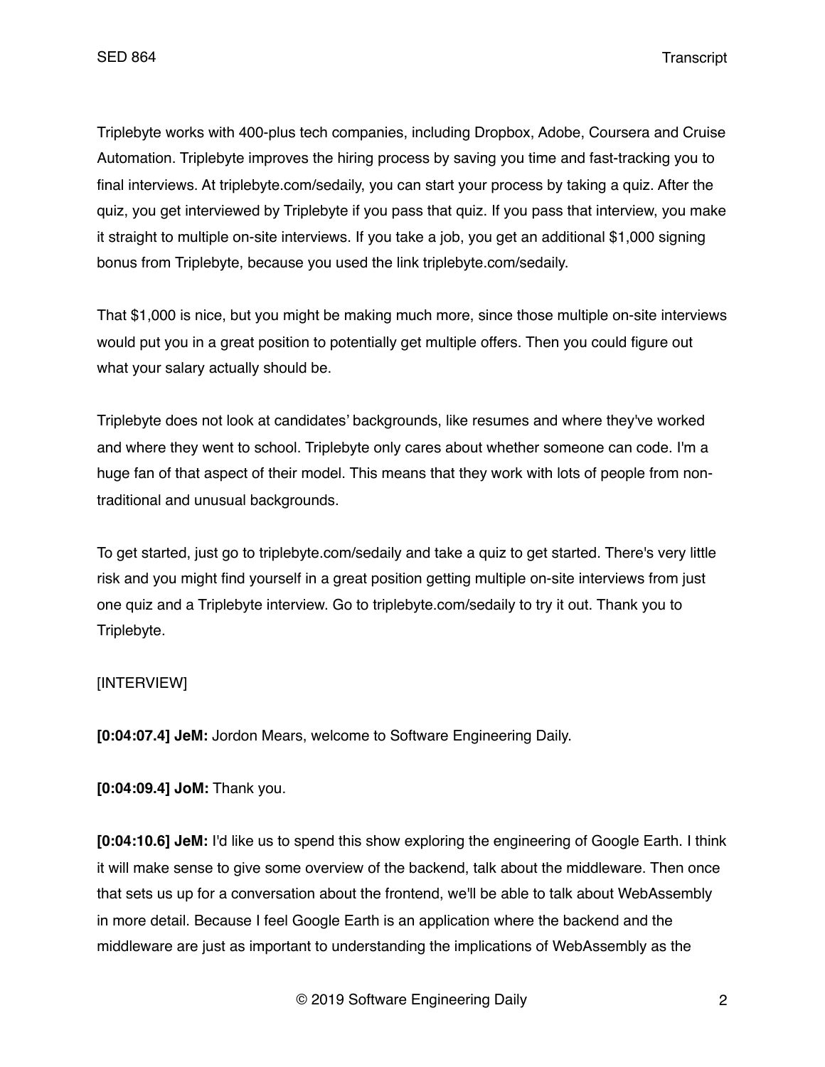Triplebyte works with 400-plus tech companies, including Dropbox, Adobe, Coursera and Cruise Automation. Triplebyte improves the hiring process by saving you time and fast-tracking you to final interviews. At triplebyte.com/sedaily, you can start your process by taking a quiz. After the quiz, you get interviewed by Triplebyte if you pass that quiz. If you pass that interview, you make it straight to multiple on-site interviews. If you take a job, you get an additional $1,000 signing bonus from Triplebyte, because you used the link triplebyte.com/sedaily.

That $1,000 is nice, but you might be making much more, since those multiple on-site interviews would put you in a great position to potentially get multiple offers. Then you could figure out what your salary actually should be.

Triplebyte does not look at candidates' backgrounds, like resumes and where they've worked and where they went to school. Triplebyte only cares about whether someone can code. I'm a huge fan of that aspect of their model. This means that they work with lots of people from non-traditional and unusual backgrounds.

To get started, just go to triplebyte.com/sedaily and take a quiz to get started. There's very little risk and you might find yourself in a great position getting multiple on-site interviews from just one quiz and a Triplebyte interview. Go to triplebyte.com/sedaily to try it out. Thank you to Triplebyte.

[INTERVIEW]

**[0:04:07.4] JeM:** Jordon Mears, welcome to Software Engineering Daily.

**[0:04:09.4] JoM:** Thank you.

**[0:04:10.6] JeM:** I'd like us to spend this show exploring the engineering of Google Earth. I think it will make sense to give some overview of the backend, talk about the middleware. Then once that sets us up for a conversation about the frontend, we'll be able to talk about WebAssembly in more detail. Because I feel Google Earth is an application where the backend and the middleware are just as important to understanding the implications of WebAssembly as the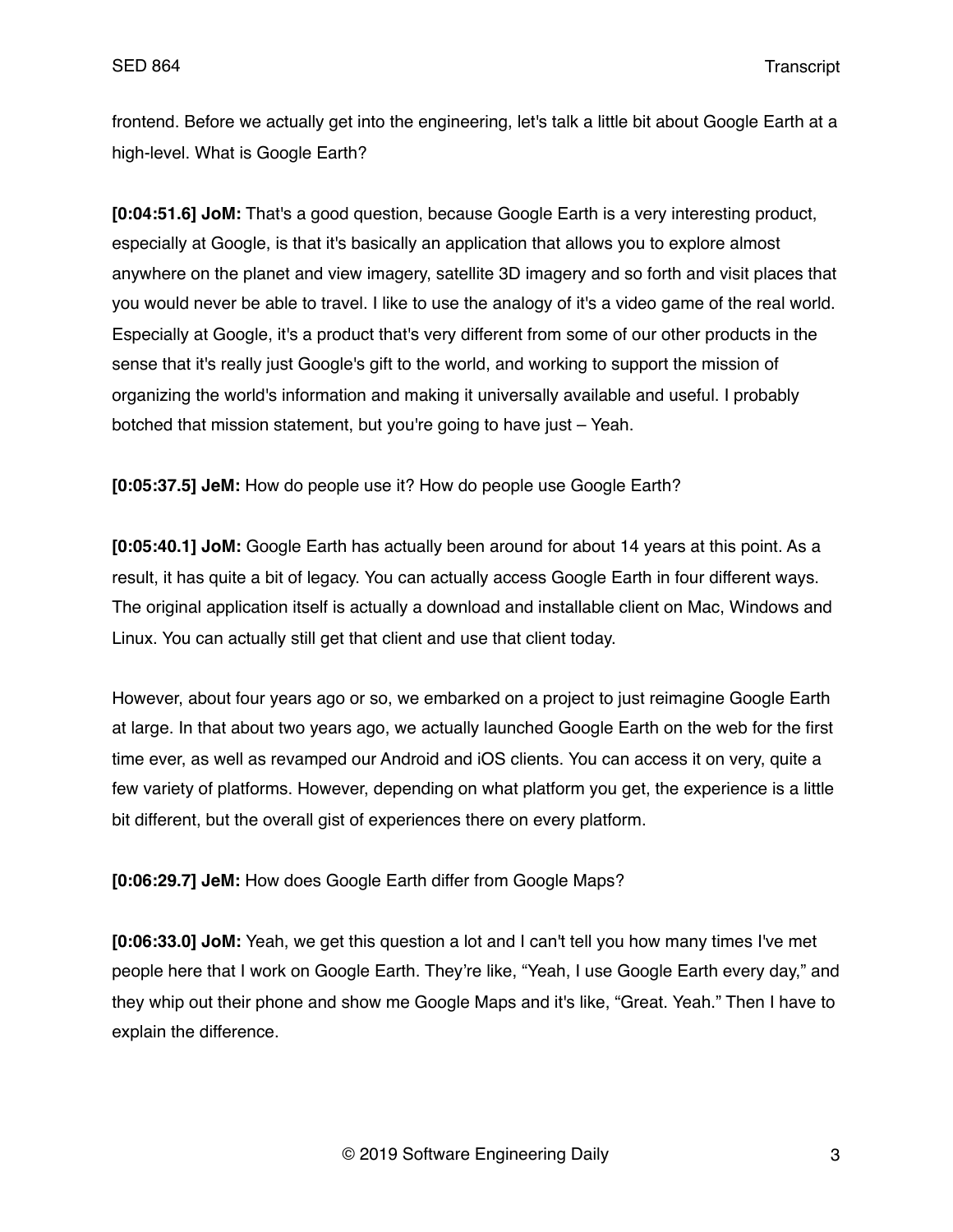frontend. Before we actually get into the engineering, let's talk a little bit about Google Earth at a high-level. What is Google Earth?

**[0:04:51.6] JoM:** That's a good question, because Google Earth is a very interesting product, especially at Google, is that it's basically an application that allows you to explore almost anywhere on the planet and view imagery, satellite 3D imagery and so forth and visit places that you would never be able to travel. I like to use the analogy of it's a video game of the real world. Especially at Google, it's a product that's very different from some of our other products in the sense that it's really just Google's gift to the world, and working to support the mission of organizing the world's information and making it universally available and useful. I probably botched that mission statement, but you're going to have just – Yeah.

**[0:05:37.5] JeM:** How do people use it? How do people use Google Earth?

**[0:05:40.1] JoM:** Google Earth has actually been around for about 14 years at this point. As a result, it has quite a bit of legacy. You can actually access Google Earth in four different ways. The original application itself is actually a download and installable client on Mac, Windows and Linux. You can actually still get that client and use that client today.

However, about four years ago or so, we embarked on a project to just reimagine Google Earth at large. In that about two years ago, we actually launched Google Earth on the web for the first time ever, as well as revamped our Android and iOS clients. You can access it on very, quite a few variety of platforms. However, depending on what platform you get, the experience is a little bit different, but the overall gist of experiences there on every platform.

**[0:06:29.7] JeM:** How does Google Earth differ from Google Maps?

**[0:06:33.0] JoM:** Yeah, we get this question a lot and I can't tell you how many times I've met people here that I work on Google Earth. They're like, "Yeah, I use Google Earth every day," and they whip out their phone and show me Google Maps and it's like, "Great. Yeah." Then I have to explain the difference.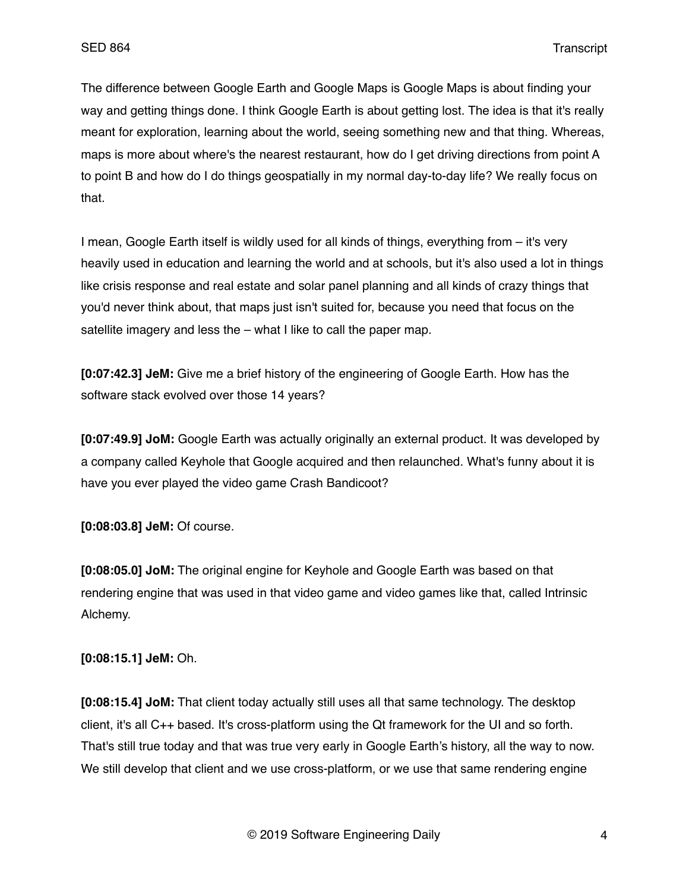The difference between Google Earth and Google Maps is Google Maps is about finding your way and getting things done. I think Google Earth is about getting lost. The idea is that it's really meant for exploration, learning about the world, seeing something new and that thing. Whereas, maps is more about where's the nearest restaurant, how do I get driving directions from point A to point B and how do I do things geospatially in my normal day-to-day life? We really focus on that.

I mean, Google Earth itself is wildly used for all kinds of things, everything from – it's very heavily used in education and learning the world and at schools, but it's also used a lot in things like crisis response and real estate and solar panel planning and all kinds of crazy things that you'd never think about, that maps just isn't suited for, because you need that focus on the satellite imagery and less the – what I like to call the paper map.

**[0:07:42.3] JeM:** Give me a brief history of the engineering of Google Earth. How has the software stack evolved over those 14 years?

**[0:07:49.9] JoM:** Google Earth was actually originally an external product. It was developed by a company called Keyhole that Google acquired and then relaunched. What's funny about it is have you ever played the video game Crash Bandicoot?

**[0:08:03.8] JeM:** Of course.

**[0:08:05.0] JoM:** The original engine for Keyhole and Google Earth was based on that rendering engine that was used in that video game and video games like that, called Intrinsic Alchemy.

**[0:08:15.1] JeM:** Oh.

**[0:08:15.4] JoM:** That client today actually still uses all that same technology. The desktop client, it's all C++ based. It's cross-platform using the Qt framework for the UI and so forth. That's still true today and that was true very early in Google Earth's history, all the way to now. We still develop that client and we use cross-platform, or we use that same rendering engine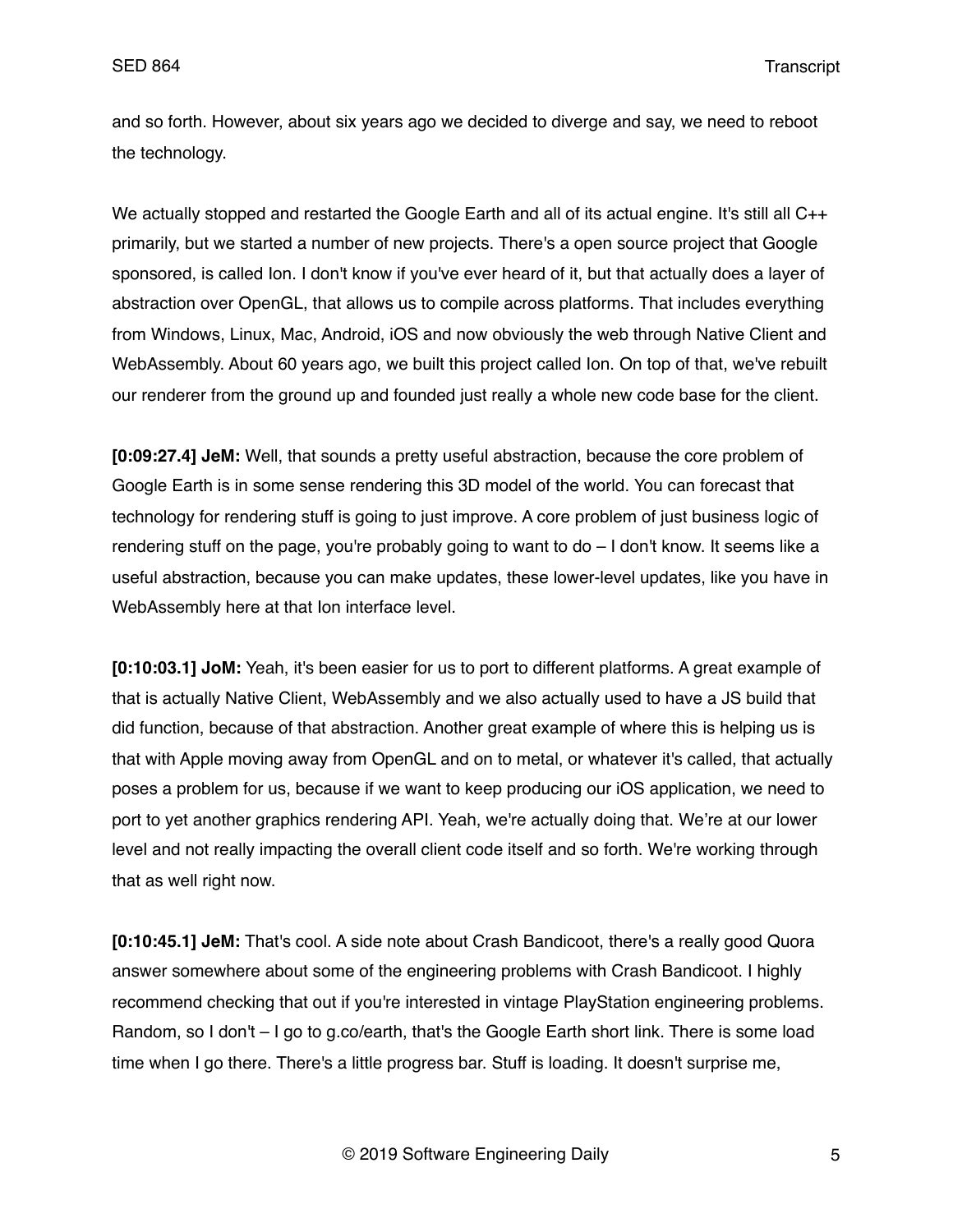and so forth. However, about six years ago we decided to diverge and say, we need to reboot the technology.

We actually stopped and restarted the Google Earth and all of its actual engine. It's still all C++ primarily, but we started a number of new projects. There's a open source project that Google sponsored, is called Ion. I don't know if you've ever heard of it, but that actually does a layer of abstraction over OpenGL, that allows us to compile across platforms. That includes everything from Windows, Linux, Mac, Android, iOS and now obviously the web through Native Client and WebAssembly. About 60 years ago, we built this project called Ion. On top of that, we've rebuilt our renderer from the ground up and founded just really a whole new code base for the client.

**[0:09:27.4] JeM:** Well, that sounds a pretty useful abstraction, because the core problem of Google Earth is in some sense rendering this 3D model of the world. You can forecast that technology for rendering stuff is going to just improve. A core problem of just business logic of rendering stuff on the page, you're probably going to want to do – I don't know. It seems like a useful abstraction, because you can make updates, these lower-level updates, like you have in WebAssembly here at that Ion interface level.

**[0:10:03.1] JoM:** Yeah, it's been easier for us to port to different platforms. A great example of that is actually Native Client, WebAssembly and we also actually used to have a JS build that did function, because of that abstraction. Another great example of where this is helping us is that with Apple moving away from OpenGL and on to metal, or whatever it's called, that actually poses a problem for us, because if we want to keep producing our iOS application, we need to port to yet another graphics rendering API. Yeah, we're actually doing that. We're at our lower level and not really impacting the overall client code itself and so forth. We're working through that as well right now.

**[0:10:45.1] JeM:** That's cool. A side note about Crash Bandicoot, there's a really good Quora answer somewhere about some of the engineering problems with Crash Bandicoot. I highly recommend checking that out if you're interested in vintage PlayStation engineering problems. Random, so I don't – I go to g.co/earth, that's the Google Earth short link. There is some load time when I go there. There's a little progress bar. Stuff is loading. It doesn't surprise me,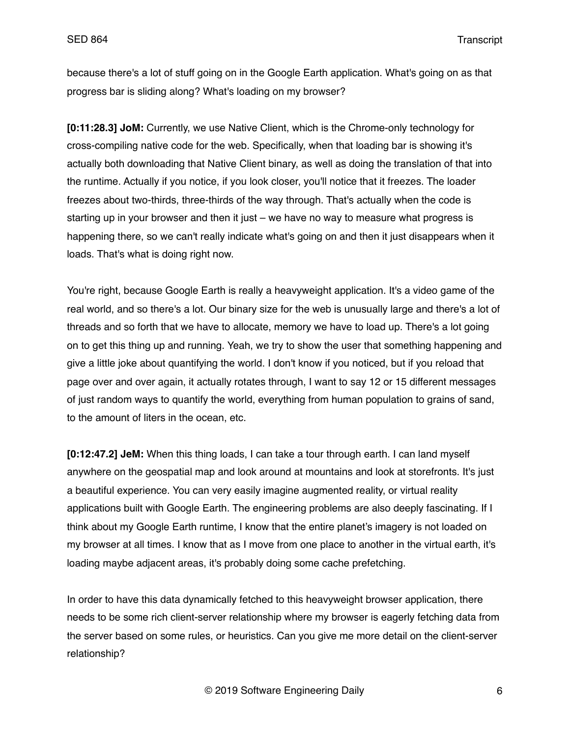because there's a lot of stuff going on in the Google Earth application. What's going on as that progress bar is sliding along? What's loading on my browser?

**[0:11:28.3] JoM:** Currently, we use Native Client, which is the Chrome-only technology for cross-compiling native code for the web. Specifically, when that loading bar is showing it's actually both downloading that Native Client binary, as well as doing the translation of that into the runtime. Actually if you notice, if you look closer, you'll notice that it freezes. The loader freezes about two-thirds, three-thirds of the way through. That's actually when the code is starting up in your browser and then it just – we have no way to measure what progress is happening there, so we can't really indicate what's going on and then it just disappears when it loads. That's what is doing right now.

You're right, because Google Earth is really a heavyweight application. It's a video game of the real world, and so there's a lot. Our binary size for the web is unusually large and there's a lot of threads and so forth that we have to allocate, memory we have to load up. There's a lot going on to get this thing up and running. Yeah, we try to show the user that something happening and give a little joke about quantifying the world. I don't know if you noticed, but if you reload that page over and over again, it actually rotates through, I want to say 12 or 15 different messages of just random ways to quantify the world, everything from human population to grains of sand, to the amount of liters in the ocean, etc.

**[0:12:47.2] JeM:** When this thing loads, I can take a tour through earth. I can land myself anywhere on the geospatial map and look around at mountains and look at storefronts. It's just a beautiful experience. You can very easily imagine augmented reality, or virtual reality applications built with Google Earth. The engineering problems are also deeply fascinating. If I think about my Google Earth runtime, I know that the entire planet's imagery is not loaded on my browser at all times. I know that as I move from one place to another in the virtual earth, it's loading maybe adjacent areas, it's probably doing some cache prefetching.

In order to have this data dynamically fetched to this heavyweight browser application, there needs to be some rich client-server relationship where my browser is eagerly fetching data from the server based on some rules, or heuristics. Can you give me more detail on the client-server relationship?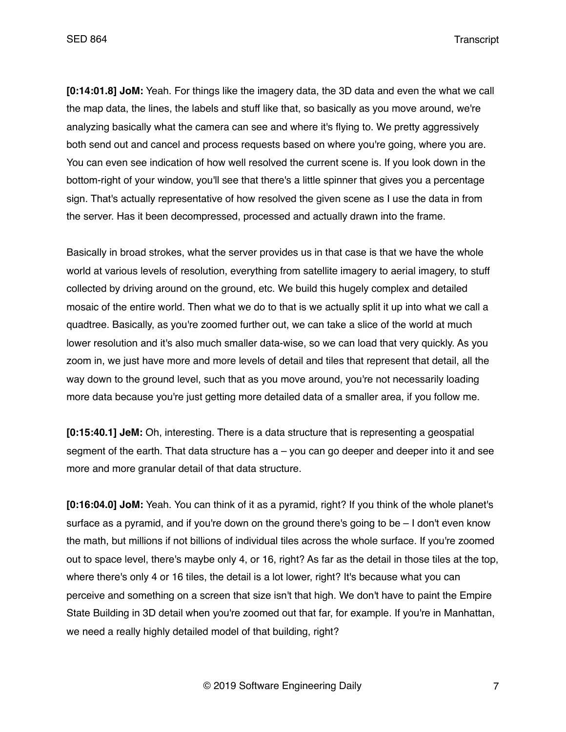**[0:14:01.8] JoM:** Yeah. For things like the imagery data, the 3D data and even the what we call the map data, the lines, the labels and stuff like that, so basically as you move around, we're analyzing basically what the camera can see and where it's flying to. We pretty aggressively both send out and cancel and process requests based on where you're going, where you are. You can even see indication of how well resolved the current scene is. If you look down in the bottom-right of your window, you'll see that there's a little spinner that gives you a percentage sign. That's actually representative of how resolved the given scene is as I use the data in from the server. Has it been decompressed, processed and actually drawn into the frame.

Basically in broad strokes, what the server provides us in that case is that we have the whole world at various levels of resolution, everything from satellite imagery to aerial imagery, to stuff collected by driving around on the ground, etc. We build this hugely complex and detailed mosaic of the entire world. Then what we do to that is we actually split it up into what we call a quadtree. Basically, as you're zoomed further out, we can take a slice of the world at much lower resolution and it's also much smaller data-wise, so we can load that very quickly. As you zoom in, we just have more and more levels of detail and tiles that represent that detail, all the way down to the ground level, such that as you move around, you're not necessarily loading more data because you're just getting more detailed data of a smaller area, if you follow me.

**[0:15:40.1] JeM:** Oh, interesting. There is a data structure that is representing a geospatial segment of the earth. That data structure has a – you can go deeper and deeper into it and see more and more granular detail of that data structure.

**[0:16:04.0] JoM:** Yeah. You can think of it as a pyramid, right? If you think of the whole planet's surface as a pyramid, and if you're down on the ground there's going to be – I don't even know the math, but millions if not billions of individual tiles across the whole surface. If you're zoomed out to space level, there's maybe only 4, or 16, right? As far as the detail in those tiles at the top, where there's only 4 or 16 tiles, the detail is a lot lower, right? It's because what you can perceive and something on a screen that size isn't that high. We don't have to paint the Empire State Building in 3D detail when you're zoomed out that far, for example. If you're in Manhattan, we need a really highly detailed model of that building, right?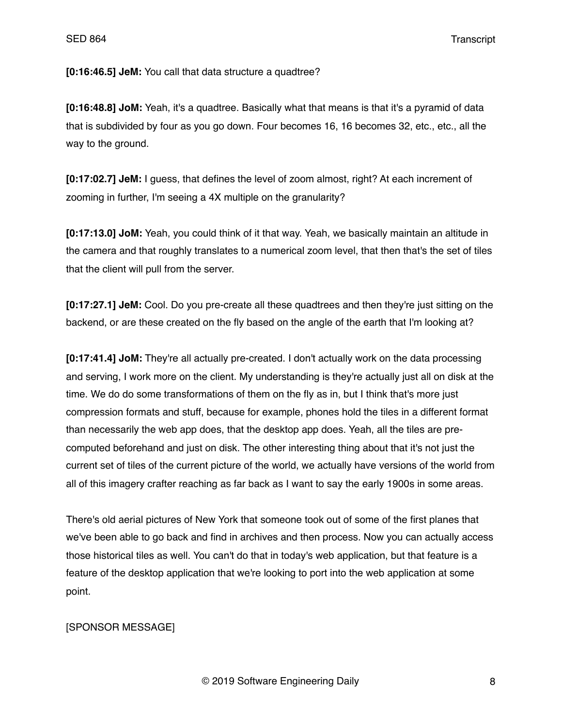**[0:16:46.5] JeM:** You call that data structure a quadtree?

**[0:16:48.8] JoM:** Yeah, it's a quadtree. Basically what that means is that it's a pyramid of data that is subdivided by four as you go down. Four becomes 16, 16 becomes 32, etc., etc., all the way to the ground.

**[0:17:02.7] JeM:** I guess, that defines the level of zoom almost, right? At each increment of zooming in further, I'm seeing a 4X multiple on the granularity?

**[0:17:13.0] JoM:** Yeah, you could think of it that way. Yeah, we basically maintain an altitude in the camera and that roughly translates to a numerical zoom level, that then that's the set of tiles that the client will pull from the server.

**[0:17:27.1] JeM:** Cool. Do you pre-create all these quadtrees and then they're just sitting on the backend, or are these created on the fly based on the angle of the earth that I'm looking at?

**[0:17:41.4] JoM:** They're all actually pre-created. I don't actually work on the data processing and serving, I work more on the client. My understanding is they're actually just all on disk at the time. We do do some transformations of them on the fly as in, but I think that's more just compression formats and stuff, because for example, phones hold the tiles in a different format than necessarily the web app does, that the desktop app does. Yeah, all the tiles are pre-computed beforehand and just on disk. The other interesting thing about that it's not just the current set of tiles of the current picture of the world, we actually have versions of the world from all of this imagery crafter reaching as far back as I want to say the early 1900s in some areas.

There's old aerial pictures of New York that someone took out of some of the first planes that we've been able to go back and find in archives and then process. Now you can actually access those historical tiles as well. You can't do that in today's web application, but that feature is a feature of the desktop application that we're looking to port into the web application at some point.

[SPONSOR MESSAGE]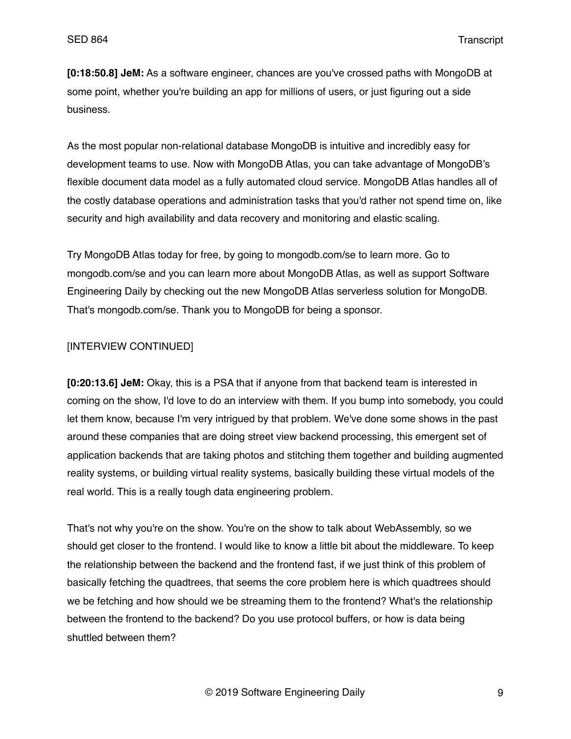**[0:18:50.8] JeM:** As a software engineer, chances are you've crossed paths with MongoDB at some point, whether you're building an app for millions of users, or just figuring out a side business.

As the most popular non-relational database MongoDB is intuitive and incredibly easy for development teams to use. Now with MongoDB Atlas, you can take advantage of MongoDB's flexible document data model as a fully automated cloud service. MongoDB Atlas handles all of the costly database operations and administration tasks that you'd rather not spend time on, like security and high availability and data recovery and monitoring and elastic scaling.

Try MongoDB Atlas today for free, by going to mongodb.com/se to learn more. Go to mongodb.com/se and you can learn more about MongoDB Atlas, as well as support Software Engineering Daily by checking out the new MongoDB Atlas serverless solution for MongoDB. That's mongodb.com/se. Thank you to MongoDB for being a sponsor.

[INTERVIEW CONTINUED]

**[0:20:13.6] JeM:** Okay, this is a PSA that if anyone from that backend team is interested in coming on the show, I'd love to do an interview with them. If you bump into somebody, you could let them know, because I'm very intrigued by that problem. We've done some shows in the past around these companies that are doing street view backend processing, this emergent set of application backends that are taking photos and stitching them together and building augmented reality systems, or building virtual reality systems, basically building these virtual models of the real world. This is a really tough data engineering problem.

That's not why you're on the show. You're on the show to talk about WebAssembly, so we should get closer to the frontend. I would like to know a little bit about the middleware. To keep the relationship between the backend and the frontend fast, if we just think of this problem of basically fetching the quadtrees, that seems the core problem here is which quadtrees should we be fetching and how should we be streaming them to the frontend? What's the relationship between the frontend to the backend? Do you use protocol buffers, or how is data being shuttled between them?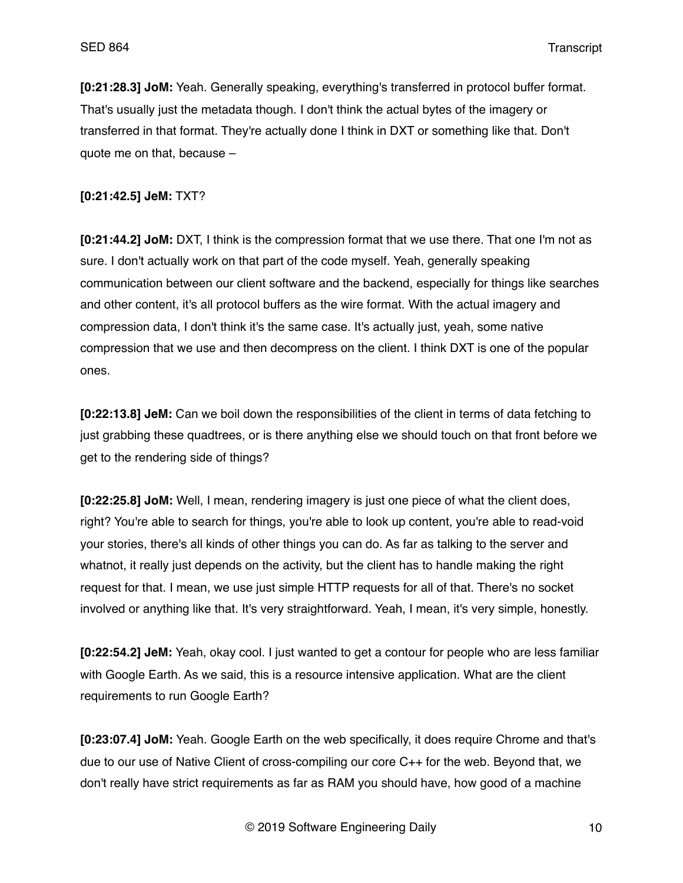**[0:21:28.3] JoM:** Yeah. Generally speaking, everything's transferred in protocol buffer format. That's usually just the metadata though. I don't think the actual bytes of the imagery or transferred in that format. They're actually done I think in DXT or something like that. Don't quote me on that, because –

**[0:21:42.5] JeM:** TXT?

**[0:21:44.2] JoM:** DXT, I think is the compression format that we use there. That one I'm not as sure. I don't actually work on that part of the code myself. Yeah, generally speaking communication between our client software and the backend, especially for things like searches and other content, it's all protocol buffers as the wire format. With the actual imagery and compression data, I don't think it's the same case. It's actually just, yeah, some native compression that we use and then decompress on the client. I think DXT is one of the popular ones.

**[0:22:13.8] JeM:** Can we boil down the responsibilities of the client in terms of data fetching to just grabbing these quadtrees, or is there anything else we should touch on that front before we get to the rendering side of things?

**[0:22:25.8] JoM:** Well, I mean, rendering imagery is just one piece of what the client does, right? You're able to search for things, you're able to look up content, you're able to read-void your stories, there's all kinds of other things you can do. As far as talking to the server and whatnot, it really just depends on the activity, but the client has to handle making the right request for that. I mean, we use just simple HTTP requests for all of that. There's no socket involved or anything like that. It's very straightforward. Yeah, I mean, it's very simple, honestly.

**[0:22:54.2] JeM:** Yeah, okay cool. I just wanted to get a contour for people who are less familiar with Google Earth. As we said, this is a resource intensive application. What are the client requirements to run Google Earth?

**[0:23:07.4] JoM:** Yeah. Google Earth on the web specifically, it does require Chrome and that's due to our use of Native Client of cross-compiling our core C++ for the web. Beyond that, we don't really have strict requirements as far as RAM you should have, how good of a machine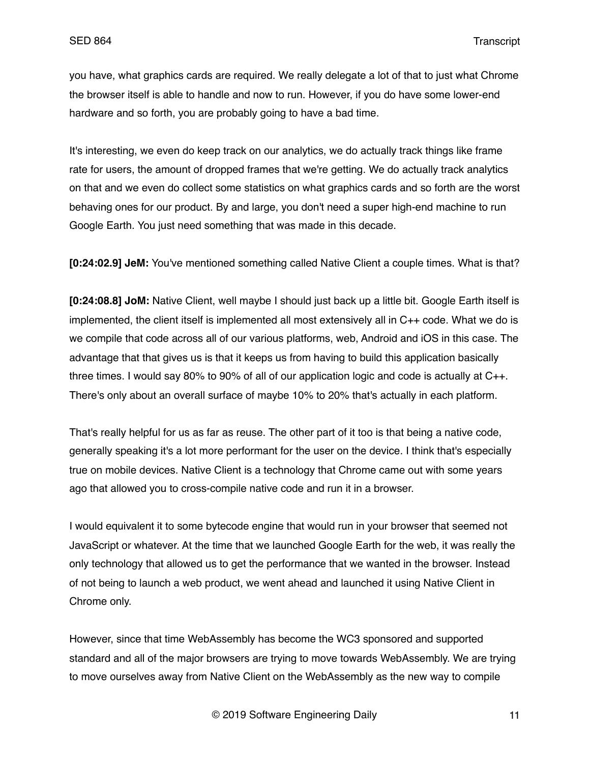you have, what graphics cards are required. We really delegate a lot of that to just what Chrome the browser itself is able to handle and now to run. However, if you do have some lower-end hardware and so forth, you are probably going to have a bad time.

It's interesting, we even do keep track on our analytics, we do actually track things like frame rate for users, the amount of dropped frames that we're getting. We do actually track analytics on that and we even do collect some statistics on what graphics cards and so forth are the worst behaving ones for our product. By and large, you don't need a super high-end machine to run Google Earth. You just need something that was made in this decade.

**[0:24:02.9] JeM:** You've mentioned something called Native Client a couple times. What is that?

**[0:24:08.8] JoM:** Native Client, well maybe I should just back up a little bit. Google Earth itself is implemented, the client itself is implemented all most extensively all in C++ code. What we do is we compile that code across all of our various platforms, web, Android and iOS in this case. The advantage that that gives us is that it keeps us from having to build this application basically three times. I would say 80% to 90% of all of our application logic and code is actually at C++. There's only about an overall surface of maybe 10% to 20% that's actually in each platform.

That's really helpful for us as far as reuse. The other part of it too is that being a native code, generally speaking it's a lot more performant for the user on the device. I think that's especially true on mobile devices. Native Client is a technology that Chrome came out with some years ago that allowed you to cross-compile native code and run it in a browser.

I would equivalent it to some bytecode engine that would run in your browser that seemed not JavaScript or whatever. At the time that we launched Google Earth for the web, it was really the only technology that allowed us to get the performance that we wanted in the browser. Instead of not being to launch a web product, we went ahead and launched it using Native Client in Chrome only.

However, since that time WebAssembly has become the WC3 sponsored and supported standard and all of the major browsers are trying to move towards WebAssembly. We are trying to move ourselves away from Native Client on the WebAssembly as the new way to compile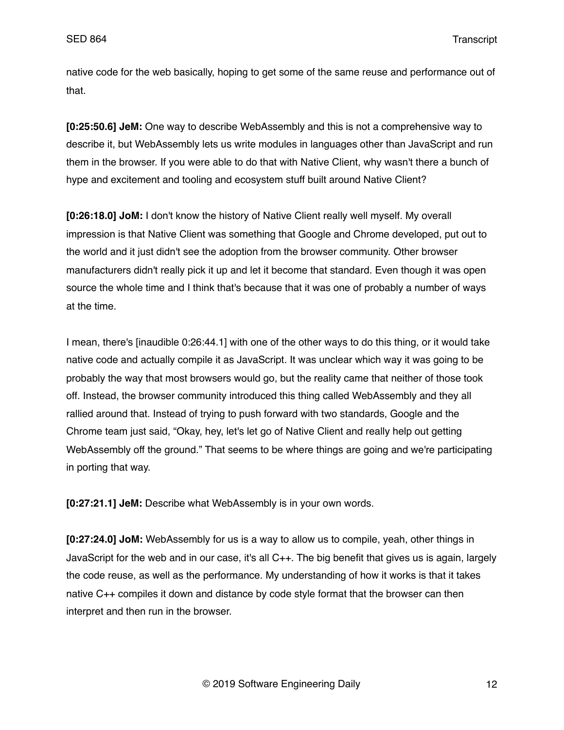native code for the web basically, hoping to get some of the same reuse and performance out of that.

**[0:25:50.6] JeM:** One way to describe WebAssembly and this is not a comprehensive way to describe it, but WebAssembly lets us write modules in languages other than JavaScript and run them in the browser. If you were able to do that with Native Client, why wasn't there a bunch of hype and excitement and tooling and ecosystem stuff built around Native Client?

**[0:26:18.0] JoM:** I don't know the history of Native Client really well myself. My overall impression is that Native Client was something that Google and Chrome developed, put out to the world and it just didn't see the adoption from the browser community. Other browser manufacturers didn't really pick it up and let it become that standard. Even though it was open source the whole time and I think that's because that it was one of probably a number of ways at the time.

I mean, there's [inaudible 0:26:44.1] with one of the other ways to do this thing, or it would take native code and actually compile it as JavaScript. It was unclear which way it was going to be probably the way that most browsers would go, but the reality came that neither of those took off. Instead, the browser community introduced this thing called WebAssembly and they all rallied around that. Instead of trying to push forward with two standards, Google and the Chrome team just said, "Okay, hey, let's let go of Native Client and really help out getting WebAssembly off the ground." That seems to be where things are going and we're participating in porting that way.

**[0:27:21.1] JeM:** Describe what WebAssembly is in your own words.

**[0:27:24.0] JoM:** WebAssembly for us is a way to allow us to compile, yeah, other things in JavaScript for the web and in our case, it's all C++. The big benefit that gives us is again, largely the code reuse, as well as the performance. My understanding of how it works is that it takes native C++ compiles it down and distance by code style format that the browser can then interpret and then run in the browser.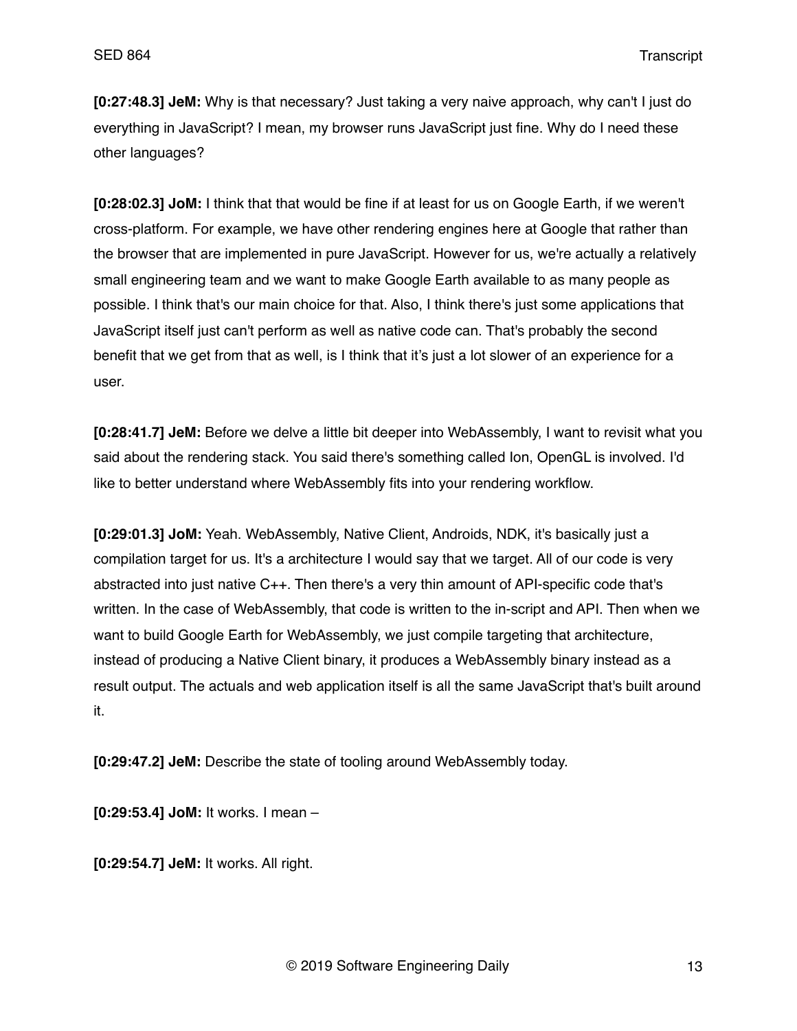**[0:27:48.3] JeM:** Why is that necessary? Just taking a very naive approach, why can't I just do everything in JavaScript? I mean, my browser runs JavaScript just fine. Why do I need these other languages?

**[0:28:02.3] JoM:** I think that that would be fine if at least for us on Google Earth, if we weren't cross-platform. For example, we have other rendering engines here at Google that rather than the browser that are implemented in pure JavaScript. However for us, we're actually a relatively small engineering team and we want to make Google Earth available to as many people as possible. I think that's our main choice for that. Also, I think there's just some applications that JavaScript itself just can't perform as well as native code can. That's probably the second benefit that we get from that as well, is I think that it's just a lot slower of an experience for a user.

**[0:28:41.7] JeM:** Before we delve a little bit deeper into WebAssembly, I want to revisit what you said about the rendering stack. You said there's something called Ion, OpenGL is involved. I'd like to better understand where WebAssembly fits into your rendering workflow.

**[0:29:01.3] JoM:** Yeah. WebAssembly, Native Client, Androids, NDK, it's basically just a compilation target for us. It's a architecture I would say that we target. All of our code is very abstracted into just native C++. Then there's a very thin amount of API-specific code that's written. In the case of WebAssembly, that code is written to the in-script and API. Then when we want to build Google Earth for WebAssembly, we just compile targeting that architecture, instead of producing a Native Client binary, it produces a WebAssembly binary instead as a result output. The actuals and web application itself is all the same JavaScript that's built around it.

**[0:29:47.2] JeM:** Describe the state of tooling around WebAssembly today.

**[0:29:53.4] JoM:** It works. I mean –

**[0:29:54.7] JeM:** It works. All right.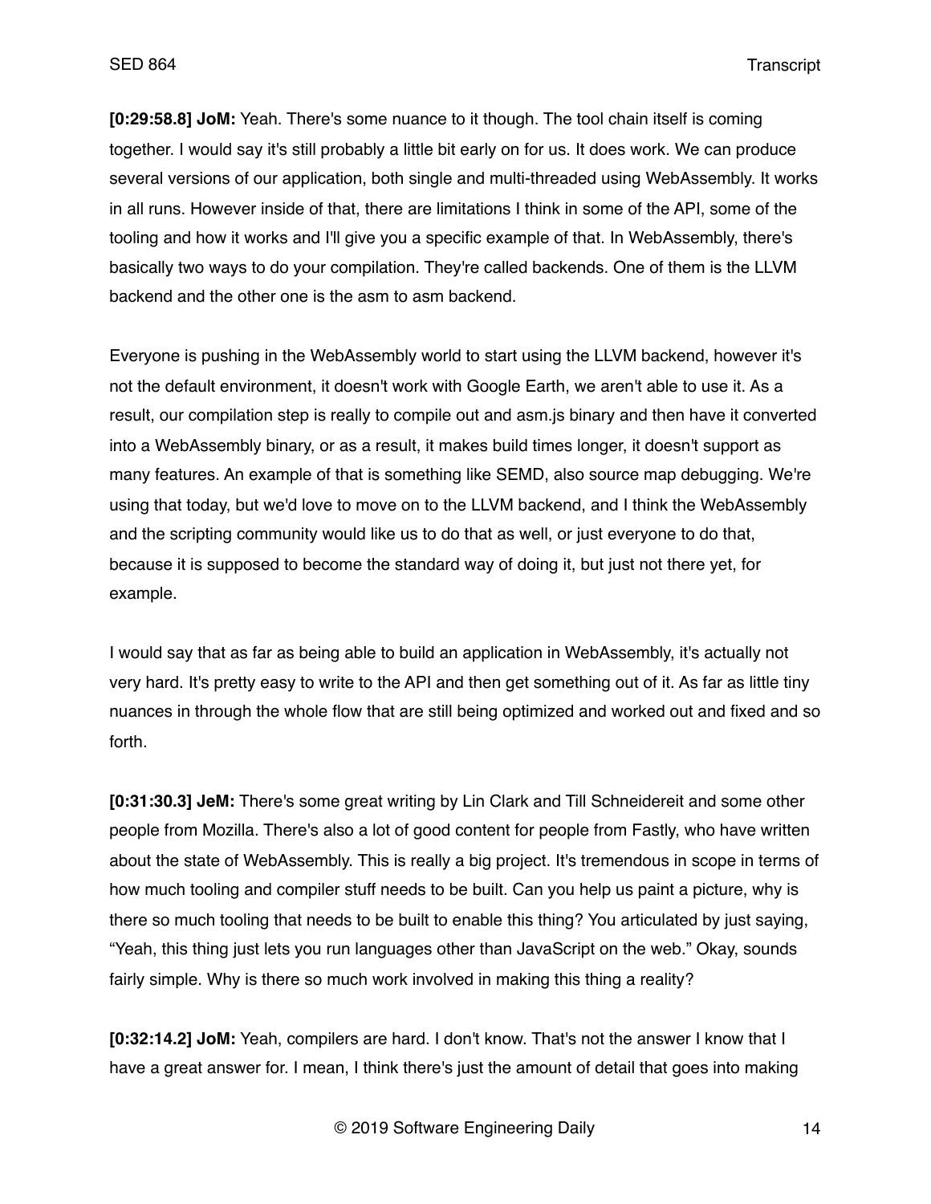**[0:29:58.8] JoM:** Yeah. There's some nuance to it though. The tool chain itself is coming together. I would say it's still probably a little bit early on for us. It does work. We can produce several versions of our application, both single and multi-threaded using WebAssembly. It works in all runs. However inside of that, there are limitations I think in some of the API, some of the tooling and how it works and I'll give you a specific example of that. In WebAssembly, there's basically two ways to do your compilation. They're called backends. One of them is the LLVM backend and the other one is the asm to asm backend.

Everyone is pushing in the WebAssembly world to start using the LLVM backend, however it's not the default environment, it doesn't work with Google Earth, we aren't able to use it. As a result, our compilation step is really to compile out and asm.js binary and then have it converted into a WebAssembly binary, or as a result, it makes build times longer, it doesn't support as many features. An example of that is something like SEMD, also source map debugging. We're using that today, but we'd love to move on to the LLVM backend, and I think the WebAssembly and the scripting community would like us to do that as well, or just everyone to do that, because it is supposed to become the standard way of doing it, but just not there yet, for example.

I would say that as far as being able to build an application in WebAssembly, it's actually not very hard. It's pretty easy to write to the API and then get something out of it. As far as little tiny nuances in through the whole flow that are still being optimized and worked out and fixed and so forth.

**[0:31:30.3] JeM:** There's some great writing by Lin Clark and Till Schneidereit and some other people from Mozilla. There's also a lot of good content for people from Fastly, who have written about the state of WebAssembly. This is really a big project. It's tremendous in scope in terms of how much tooling and compiler stuff needs to be built. Can you help us paint a picture, why is there so much tooling that needs to be built to enable this thing? You articulated by just saying, "Yeah, this thing just lets you run languages other than JavaScript on the web." Okay, sounds fairly simple. Why is there so much work involved in making this thing a reality?

**[0:32:14.2] JoM:** Yeah, compilers are hard. I don't know. That's not the answer I know that I have a great answer for. I mean, I think there's just the amount of detail that goes into making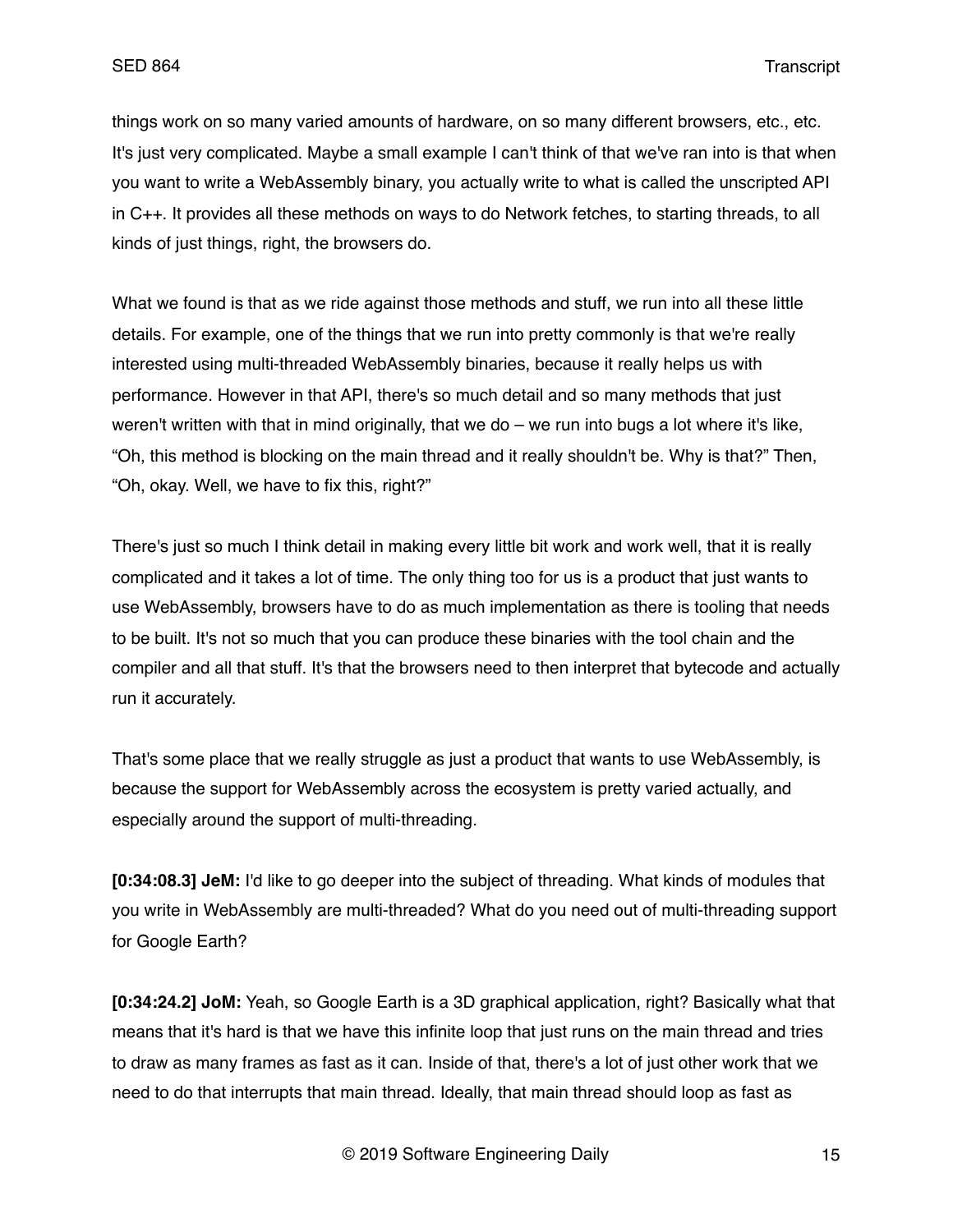things work on so many varied amounts of hardware, on so many different browsers, etc., etc. It's just very complicated. Maybe a small example I can't think of that we've ran into is that when you want to write a WebAssembly binary, you actually write to what is called the unscripted API in C++. It provides all these methods on ways to do Network fetches, to starting threads, to all kinds of just things, right, the browsers do.

What we found is that as we ride against those methods and stuff, we run into all these little details. For example, one of the things that we run into pretty commonly is that we're really interested using multi-threaded WebAssembly binaries, because it really helps us with performance. However in that API, there's so much detail and so many methods that just weren't written with that in mind originally, that we do – we run into bugs a lot where it's like, "Oh, this method is blocking on the main thread and it really shouldn't be. Why is that?" Then, "Oh, okay. Well, we have to fix this, right?"

There's just so much I think detail in making every little bit work and work well, that it is really complicated and it takes a lot of time. The only thing too for us is a product that just wants to use WebAssembly, browsers have to do as much implementation as there is tooling that needs to be built. It's not so much that you can produce these binaries with the tool chain and the compiler and all that stuff. It's that the browsers need to then interpret that bytecode and actually run it accurately.

That's some place that we really struggle as just a product that wants to use WebAssembly, is because the support for WebAssembly across the ecosystem is pretty varied actually, and especially around the support of multi-threading.

**[0:34:08.3] JeM:** I'd like to go deeper into the subject of threading. What kinds of modules that you write in WebAssembly are multi-threaded? What do you need out of multi-threading support for Google Earth?

**[0:34:24.2] JoM:** Yeah, so Google Earth is a 3D graphical application, right? Basically what that means that it's hard is that we have this infinite loop that just runs on the main thread and tries to draw as many frames as fast as it can. Inside of that, there's a lot of just other work that we need to do that interrupts that main thread. Ideally, that main thread should loop as fast as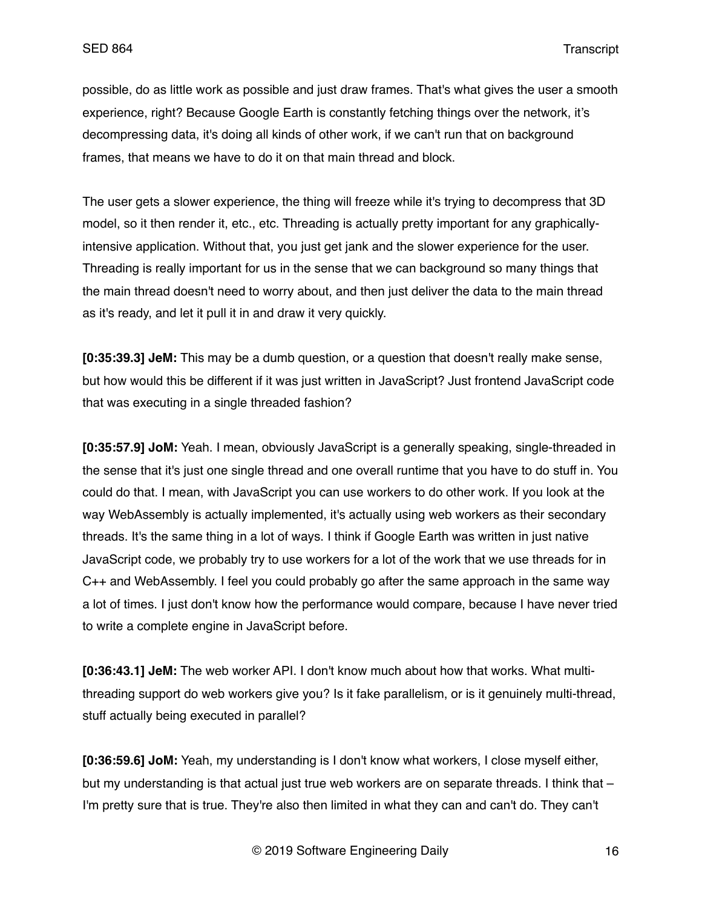possible, do as little work as possible and just draw frames. That's what gives the user a smooth experience, right? Because Google Earth is constantly fetching things over the network, it's decompressing data, it's doing all kinds of other work, if we can't run that on background frames, that means we have to do it on that main thread and block.

The user gets a slower experience, the thing will freeze while it's trying to decompress that 3D model, so it then render it, etc., etc. Threading is actually pretty important for any graphically-intensive application. Without that, you just get jank and the slower experience for the user. Threading is really important for us in the sense that we can background so many things that the main thread doesn't need to worry about, and then just deliver the data to the main thread as it's ready, and let it pull it in and draw it very quickly.

**[0:35:39.3] JeM:** This may be a dumb question, or a question that doesn't really make sense, but how would this be different if it was just written in JavaScript? Just frontend JavaScript code that was executing in a single threaded fashion?

**[0:35:57.9] JoM:** Yeah. I mean, obviously JavaScript is a generally speaking, single-threaded in the sense that it's just one single thread and one overall runtime that you have to do stuff in. You could do that. I mean, with JavaScript you can use workers to do other work. If you look at the way WebAssembly is actually implemented, it's actually using web workers as their secondary threads. It's the same thing in a lot of ways. I think if Google Earth was written in just native JavaScript code, we probably try to use workers for a lot of the work that we use threads for in C++ and WebAssembly. I feel you could probably go after the same approach in the same way a lot of times. I just don't know how the performance would compare, because I have never tried to write a complete engine in JavaScript before.

**[0:36:43.1] JeM:** The web worker API. I don't know much about how that works. What multi-threading support do web workers give you? Is it fake parallelism, or is it genuinely multi-thread, stuff actually being executed in parallel?

**[0:36:59.6] JoM:** Yeah, my understanding is I don't know what workers, I close myself either, but my understanding is that actual just true web workers are on separate threads. I think that – I'm pretty sure that is true. They're also then limited in what they can and can't do. They can't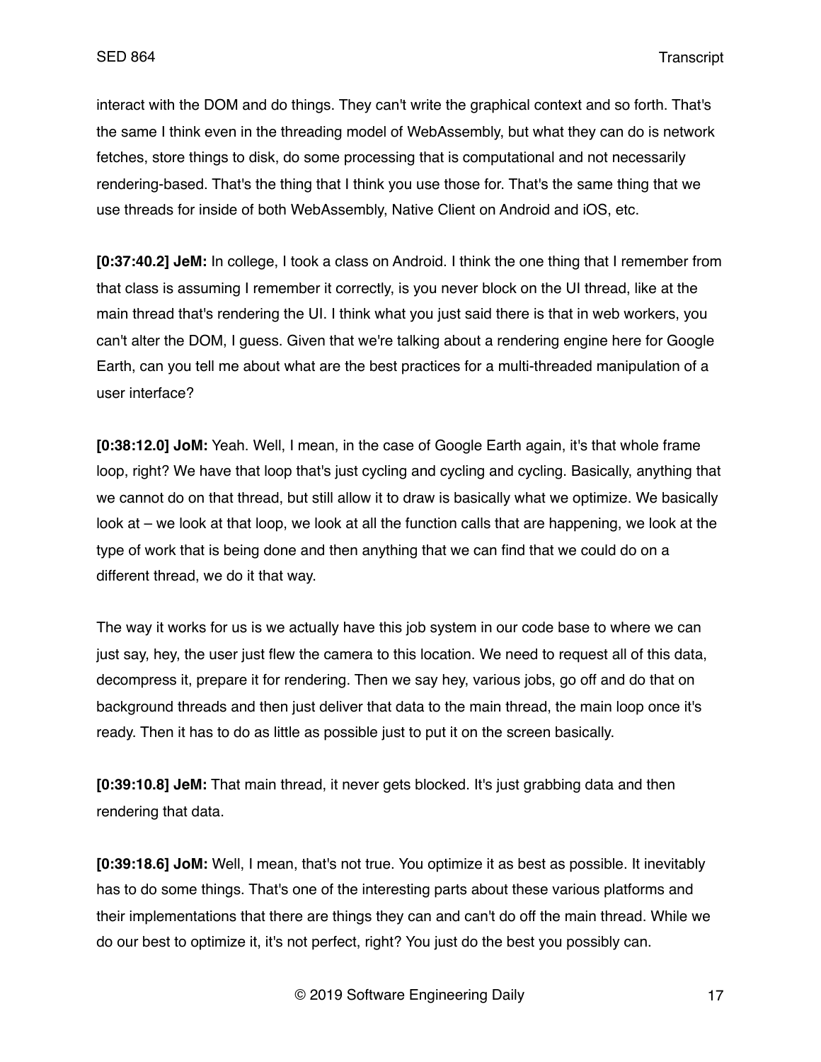interact with the DOM and do things. They can't write the graphical context and so forth. That's the same I think even in the threading model of WebAssembly, but what they can do is network fetches, store things to disk, do some processing that is computational and not necessarily rendering-based. That's the thing that I think you use those for. That's the same thing that we use threads for inside of both WebAssembly, Native Client on Android and iOS, etc.

**[0:37:40.2] JeM:** In college, I took a class on Android. I think the one thing that I remember from that class is assuming I remember it correctly, is you never block on the UI thread, like at the main thread that's rendering the UI. I think what you just said there is that in web workers, you can't alter the DOM, I guess. Given that we're talking about a rendering engine here for Google Earth, can you tell me about what are the best practices for a multi-threaded manipulation of a user interface?

**[0:38:12.0] JoM:** Yeah. Well, I mean, in the case of Google Earth again, it's that whole frame loop, right? We have that loop that's just cycling and cycling and cycling. Basically, anything that we cannot do on that thread, but still allow it to draw is basically what we optimize. We basically look at – we look at that loop, we look at all the function calls that are happening, we look at the type of work that is being done and then anything that we can find that we could do on a different thread, we do it that way.

The way it works for us is we actually have this job system in our code base to where we can just say, hey, the user just flew the camera to this location. We need to request all of this data, decompress it, prepare it for rendering. Then we say hey, various jobs, go off and do that on background threads and then just deliver that data to the main thread, the main loop once it's ready. Then it has to do as little as possible just to put it on the screen basically.

**[0:39:10.8] JeM:** That main thread, it never gets blocked. It's just grabbing data and then rendering that data.

**[0:39:18.6] JoM:** Well, I mean, that's not true. You optimize it as best as possible. It inevitably has to do some things. That's one of the interesting parts about these various platforms and their implementations that there are things they can and can't do off the main thread. While we do our best to optimize it, it's not perfect, right? You just do the best you possibly can.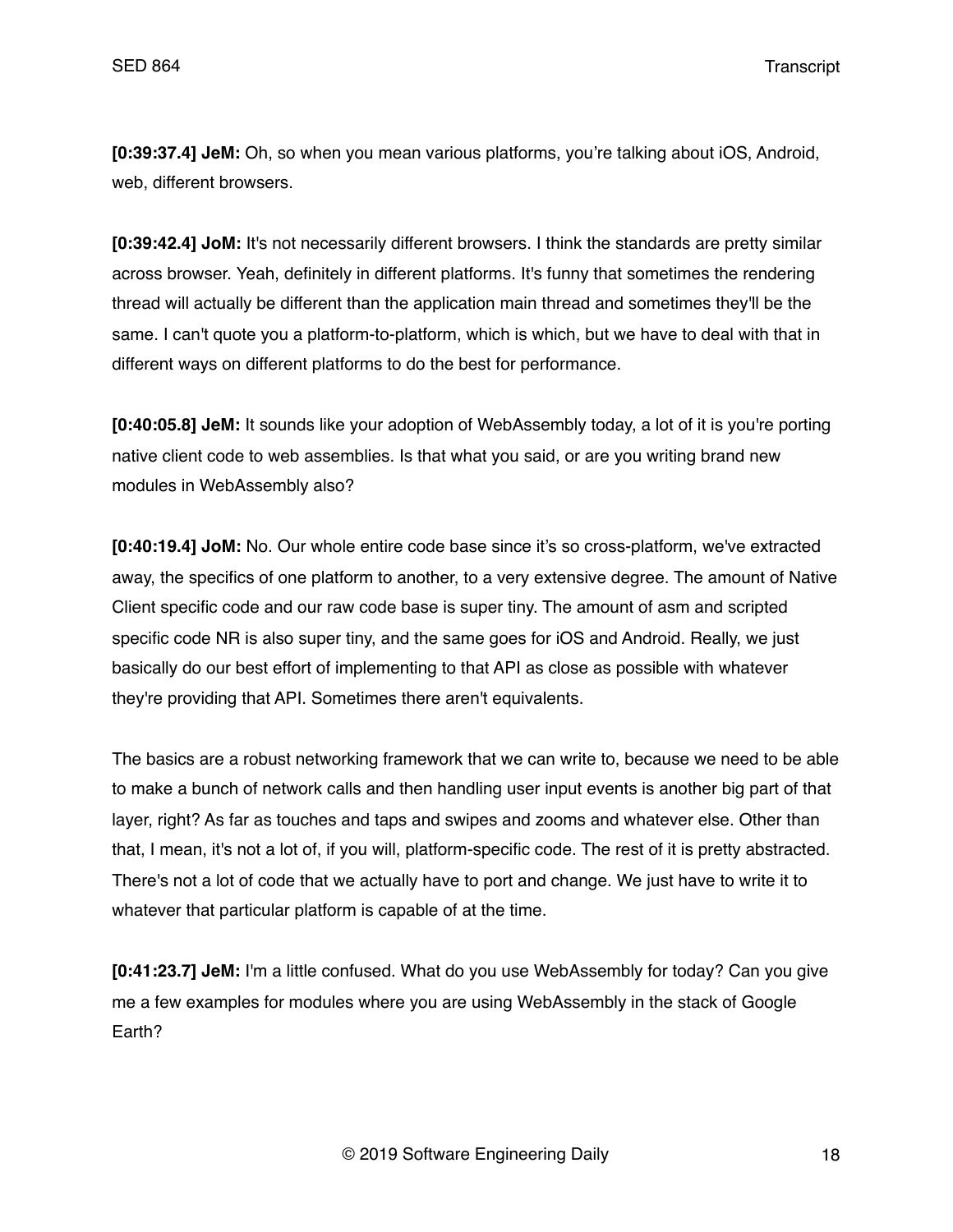**[0:39:37.4] JeM:** Oh, so when you mean various platforms, you're talking about iOS, Android, web, different browsers.

**[0:39:42.4] JoM:** It's not necessarily different browsers. I think the standards are pretty similar across browser. Yeah, definitely in different platforms. It's funny that sometimes the rendering thread will actually be different than the application main thread and sometimes they'll be the same. I can't quote you a platform-to-platform, which is which, but we have to deal with that in different ways on different platforms to do the best for performance.

**[0:40:05.8] JeM:** It sounds like your adoption of WebAssembly today, a lot of it is you're porting native client code to web assemblies. Is that what you said, or are you writing brand new modules in WebAssembly also?

**[0:40:19.4] JoM:** No. Our whole entire code base since it's so cross-platform, we've extracted away, the specifics of one platform to another, to a very extensive degree. The amount of Native Client specific code and our raw code base is super tiny. The amount of asm and scripted specific code NR is also super tiny, and the same goes for iOS and Android. Really, we just basically do our best effort of implementing to that API as close as possible with whatever they're providing that API. Sometimes there aren't equivalents.

The basics are a robust networking framework that we can write to, because we need to be able to make a bunch of network calls and then handling user input events is another big part of that layer, right? As far as touches and taps and swipes and zooms and whatever else. Other than that, I mean, it's not a lot of, if you will, platform-specific code. The rest of it is pretty abstracted. There's not a lot of code that we actually have to port and change. We just have to write it to whatever that particular platform is capable of at the time.

**[0:41:23.7] JeM:** I'm a little confused. What do you use WebAssembly for today? Can you give me a few examples for modules where you are using WebAssembly in the stack of Google Earth?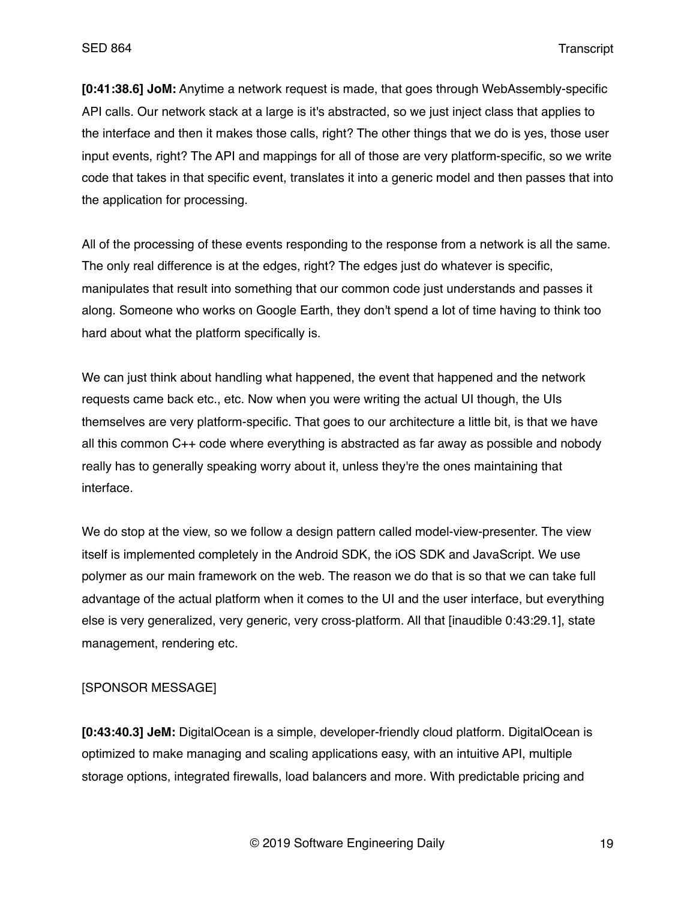**[0:41:38.6] JoM:** Anytime a network request is made, that goes through WebAssembly-specific API calls. Our network stack at a large is it's abstracted, so we just inject class that applies to the interface and then it makes those calls, right? The other things that we do is yes, those user input events, right? The API and mappings for all of those are very platform-specific, so we write code that takes in that specific event, translates it into a generic model and then passes that into the application for processing.

All of the processing of these events responding to the response from a network is all the same. The only real difference is at the edges, right? The edges just do whatever is specific, manipulates that result into something that our common code just understands and passes it along. Someone who works on Google Earth, they don't spend a lot of time having to think too hard about what the platform specifically is.

We can just think about handling what happened, the event that happened and the network requests came back etc., etc. Now when you were writing the actual UI though, the UIs themselves are very platform-specific. That goes to our architecture a little bit, is that we have all this common C++ code where everything is abstracted as far away as possible and nobody really has to generally speaking worry about it, unless they're the ones maintaining that interface.

We do stop at the view, so we follow a design pattern called model-view-presenter. The view itself is implemented completely in the Android SDK, the iOS SDK and JavaScript. We use polymer as our main framework on the web. The reason we do that is so that we can take full advantage of the actual platform when it comes to the UI and the user interface, but everything else is very generalized, very generic, very cross-platform. All that [inaudible 0:43:29.1], state management, rendering etc.

[SPONSOR MESSAGE]

**[0:43:40.3] JeM:** DigitalOcean is a simple, developer-friendly cloud platform. DigitalOcean is optimized to make managing and scaling applications easy, with an intuitive API, multiple storage options, integrated firewalls, load balancers and more. With predictable pricing and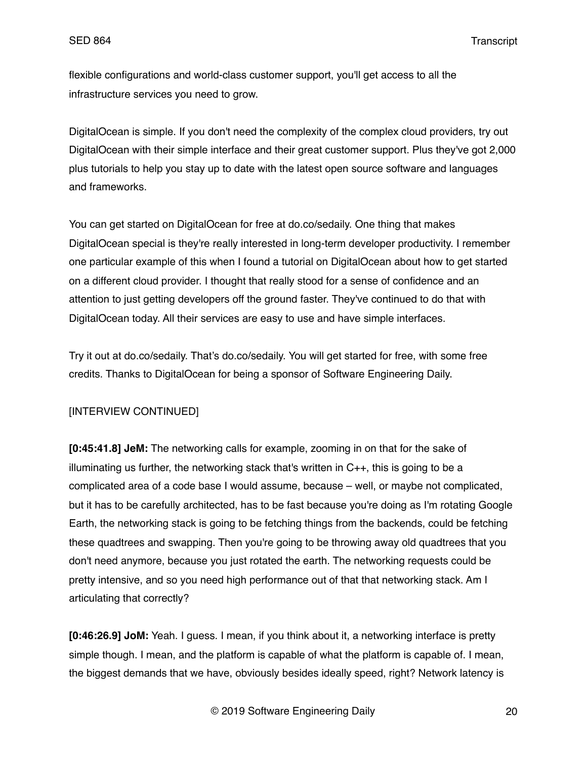flexible configurations and world-class customer support, you'll get access to all the infrastructure services you need to grow.

DigitalOcean is simple. If you don't need the complexity of the complex cloud providers, try out DigitalOcean with their simple interface and their great customer support. Plus they've got 2,000 plus tutorials to help you stay up to date with the latest open source software and languages and frameworks.

You can get started on DigitalOcean for free at do.co/sedaily. One thing that makes DigitalOcean special is they're really interested in long-term developer productivity. I remember one particular example of this when I found a tutorial on DigitalOcean about how to get started on a different cloud provider. I thought that really stood for a sense of confidence and an attention to just getting developers off the ground faster. They've continued to do that with DigitalOcean today. All their services are easy to use and have simple interfaces.

Try it out at do.co/sedaily. That's do.co/sedaily. You will get started for free, with some free credits. Thanks to DigitalOcean for being a sponsor of Software Engineering Daily.

[INTERVIEW CONTINUED]

**[0:45:41.8] JeM:** The networking calls for example, zooming in on that for the sake of illuminating us further, the networking stack that's written in C++, this is going to be a complicated area of a code base I would assume, because – well, or maybe not complicated, but it has to be carefully architected, has to be fast because you're doing as I'm rotating Google Earth, the networking stack is going to be fetching things from the backends, could be fetching these quadtrees and swapping. Then you're going to be throwing away old quadtrees that you don't need anymore, because you just rotated the earth. The networking requests could be pretty intensive, and so you need high performance out of that that networking stack. Am I articulating that correctly?

**[0:46:26.9] JoM:** Yeah. I guess. I mean, if you think about it, a networking interface is pretty simple though. I mean, and the platform is capable of what the platform is capable of. I mean, the biggest demands that we have, obviously besides ideally speed, right? Network latency is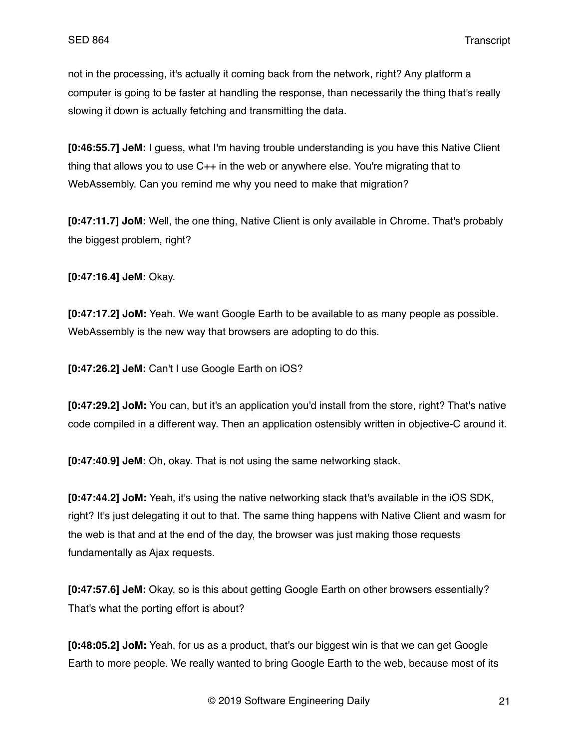not in the processing, it's actually it coming back from the network, right? Any platform a computer is going to be faster at handling the response, than necessarily the thing that's really slowing it down is actually fetching and transmitting the data.

**[0:46:55.7] JeM:** I guess, what I'm having trouble understanding is you have this Native Client thing that allows you to use C++ in the web or anywhere else. You're migrating that to WebAssembly. Can you remind me why you need to make that migration?

**[0:47:11.7] JoM:** Well, the one thing, Native Client is only available in Chrome. That's probably the biggest problem, right?

**[0:47:16.4] JeM:** Okay.

**[0:47:17.2] JoM:** Yeah. We want Google Earth to be available to as many people as possible. WebAssembly is the new way that browsers are adopting to do this.

**[0:47:26.2] JeM:** Can't I use Google Earth on iOS?

**[0:47:29.2] JoM:** You can, but it's an application you'd install from the store, right? That's native code compiled in a different way. Then an application ostensibly written in objective-C around it.

**[0:47:40.9] JeM:** Oh, okay. That is not using the same networking stack.

**[0:47:44.2] JoM:** Yeah, it's using the native networking stack that's available in the iOS SDK, right? It's just delegating it out to that. The same thing happens with Native Client and wasm for the web is that and at the end of the day, the browser was just making those requests fundamentally as Ajax requests.

**[0:47:57.6] JeM:** Okay, so is this about getting Google Earth on other browsers essentially? That's what the porting effort is about?

**[0:48:05.2] JoM:** Yeah, for us as a product, that's our biggest win is that we can get Google Earth to more people. We really wanted to bring Google Earth to the web, because most of its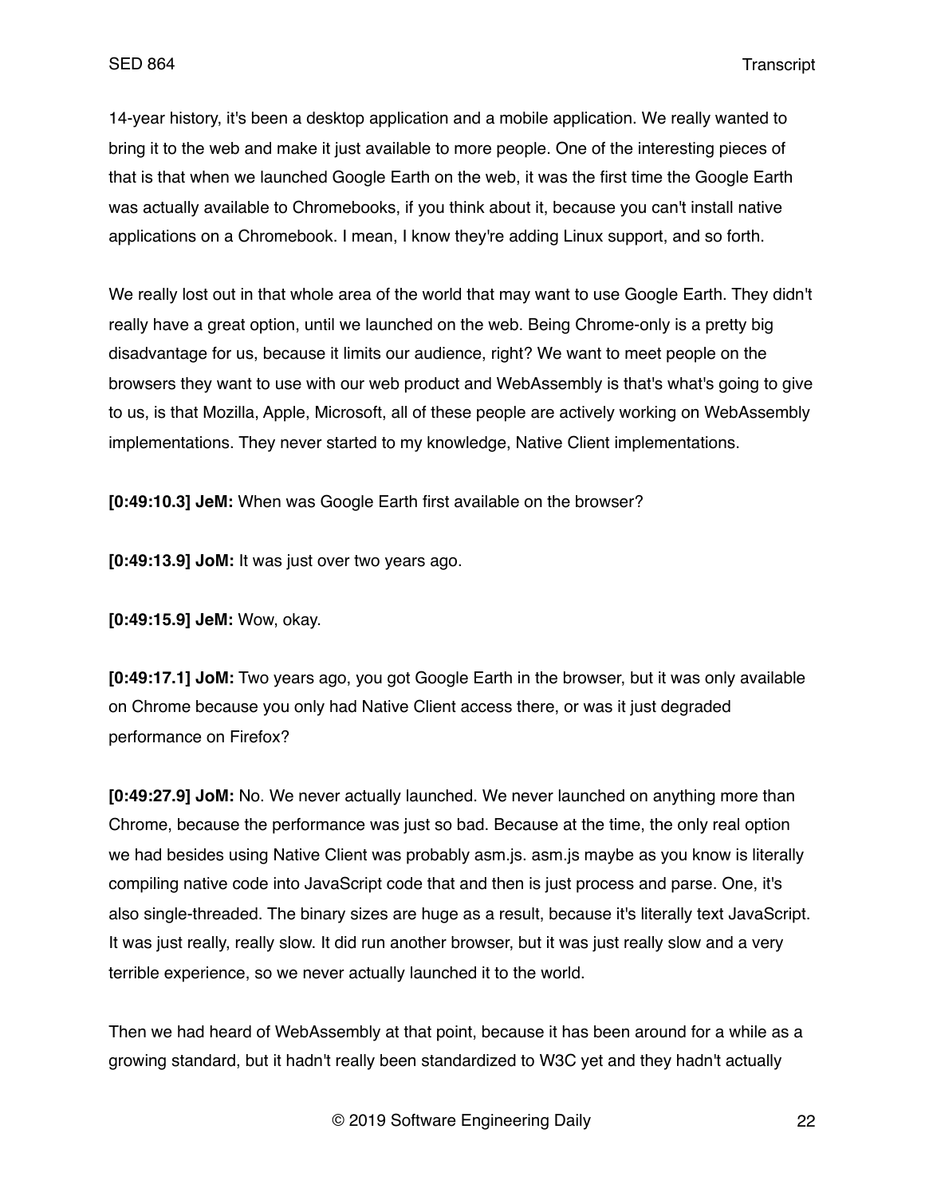14-year history, it's been a desktop application and a mobile application. We really wanted to bring it to the web and make it just available to more people. One of the interesting pieces of that is that when we launched Google Earth on the web, it was the first time the Google Earth was actually available to Chromebooks, if you think about it, because you can't install native applications on a Chromebook. I mean, I know they're adding Linux support, and so forth.

We really lost out in that whole area of the world that may want to use Google Earth. They didn't really have a great option, until we launched on the web. Being Chrome-only is a pretty big disadvantage for us, because it limits our audience, right? We want to meet people on the browsers they want to use with our web product and WebAssembly is that's what's going to give to us, is that Mozilla, Apple, Microsoft, all of these people are actively working on WebAssembly implementations. They never started to my knowledge, Native Client implementations.

**[0:49:10.3] JeM:** When was Google Earth first available on the browser?

**[0:49:13.9] JoM:** It was just over two years ago.

**[0:49:15.9] JeM:** Wow, okay.

**[0:49:17.1] JoM:** Two years ago, you got Google Earth in the browser, but it was only available on Chrome because you only had Native Client access there, or was it just degraded performance on Firefox?

**[0:49:27.9] JoM:** No. We never actually launched. We never launched on anything more than Chrome, because the performance was just so bad. Because at the time, the only real option we had besides using Native Client was probably asm.js. asm.js maybe as you know is literally compiling native code into JavaScript code that and then is just process and parse. One, it's also single-threaded. The binary sizes are huge as a result, because it's literally text JavaScript. It was just really, really slow. It did run another browser, but it was just really slow and a very terrible experience, so we never actually launched it to the world.

Then we had heard of WebAssembly at that point, because it has been around for a while as a growing standard, but it hadn't really been standardized to W3C yet and they hadn't actually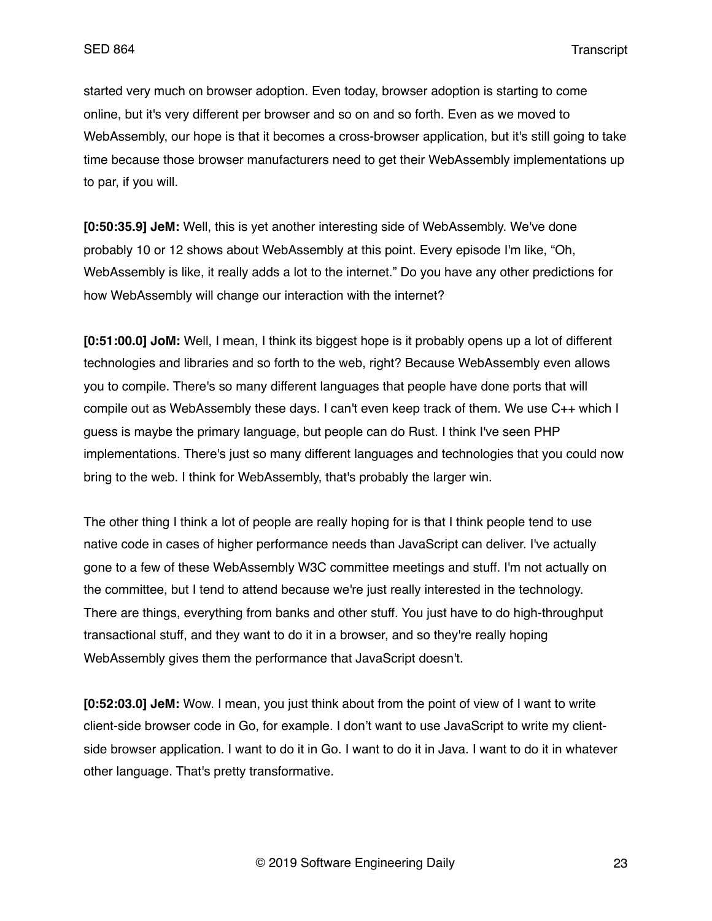started very much on browser adoption. Even today, browser adoption is starting to come online, but it's very different per browser and so on and so forth. Even as we moved to WebAssembly, our hope is that it becomes a cross-browser application, but it's still going to take time because those browser manufacturers need to get their WebAssembly implementations up to par, if you will.

**[0:50:35.9] JeM:** Well, this is yet another interesting side of WebAssembly. We've done probably 10 or 12 shows about WebAssembly at this point. Every episode I'm like, "Oh, WebAssembly is like, it really adds a lot to the internet." Do you have any other predictions for how WebAssembly will change our interaction with the internet?

**[0:51:00.0] JoM:** Well, I mean, I think its biggest hope is it probably opens up a lot of different technologies and libraries and so forth to the web, right? Because WebAssembly even allows you to compile. There's so many different languages that people have done ports that will compile out as WebAssembly these days. I can't even keep track of them. We use C++ which I guess is maybe the primary language, but people can do Rust. I think I've seen PHP implementations. There's just so many different languages and technologies that you could now bring to the web. I think for WebAssembly, that's probably the larger win.

The other thing I think a lot of people are really hoping for is that I think people tend to use native code in cases of higher performance needs than JavaScript can deliver. I've actually gone to a few of these WebAssembly W3C committee meetings and stuff. I'm not actually on the committee, but I tend to attend because we're just really interested in the technology. There are things, everything from banks and other stuff. You just have to do high-throughput transactional stuff, and they want to do it in a browser, and so they're really hoping WebAssembly gives them the performance that JavaScript doesn't.

**[0:52:03.0] JeM:** Wow. I mean, you just think about from the point of view of I want to write client-side browser code in Go, for example. I don't want to use JavaScript to write my client-side browser application. I want to do it in Go. I want to do it in Java. I want to do it in whatever other language. That's pretty transformative.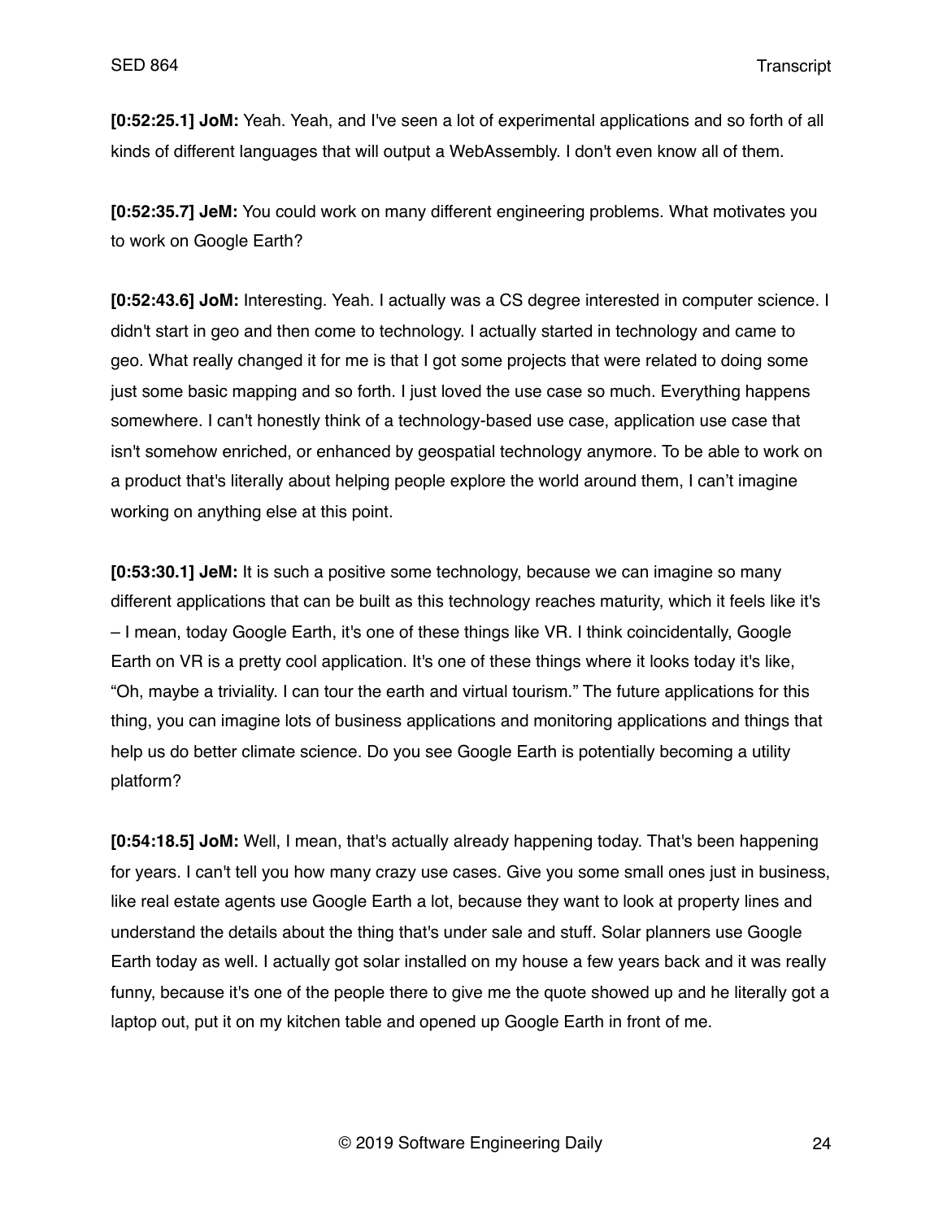**[0:52:25.1] JoM:** Yeah. Yeah, and I've seen a lot of experimental applications and so forth of all kinds of different languages that will output a WebAssembly. I don't even know all of them.

**[0:52:35.7] JeM:** You could work on many different engineering problems. What motivates you to work on Google Earth?

**[0:52:43.6] JoM:** Interesting. Yeah. I actually was a CS degree interested in computer science. I didn't start in geo and then come to technology. I actually started in technology and came to geo. What really changed it for me is that I got some projects that were related to doing some just some basic mapping and so forth. I just loved the use case so much. Everything happens somewhere. I can't honestly think of a technology-based use case, application use case that isn't somehow enriched, or enhanced by geospatial technology anymore. To be able to work on a product that's literally about helping people explore the world around them, I can't imagine working on anything else at this point.

**[0:53:30.1] JeM:** It is such a positive some technology, because we can imagine so many different applications that can be built as this technology reaches maturity, which it feels like it's – I mean, today Google Earth, it's one of these things like VR. I think coincidentally, Google Earth on VR is a pretty cool application. It's one of these things where it looks today it's like, "Oh, maybe a triviality. I can tour the earth and virtual tourism." The future applications for this thing, you can imagine lots of business applications and monitoring applications and things that help us do better climate science. Do you see Google Earth is potentially becoming a utility platform?

**[0:54:18.5] JoM:** Well, I mean, that's actually already happening today. That's been happening for years. I can't tell you how many crazy use cases. Give you some small ones just in business, like real estate agents use Google Earth a lot, because they want to look at property lines and understand the details about the thing that's under sale and stuff. Solar planners use Google Earth today as well. I actually got solar installed on my house a few years back and it was really funny, because it's one of the people there to give me the quote showed up and he literally got a laptop out, put it on my kitchen table and opened up Google Earth in front of me.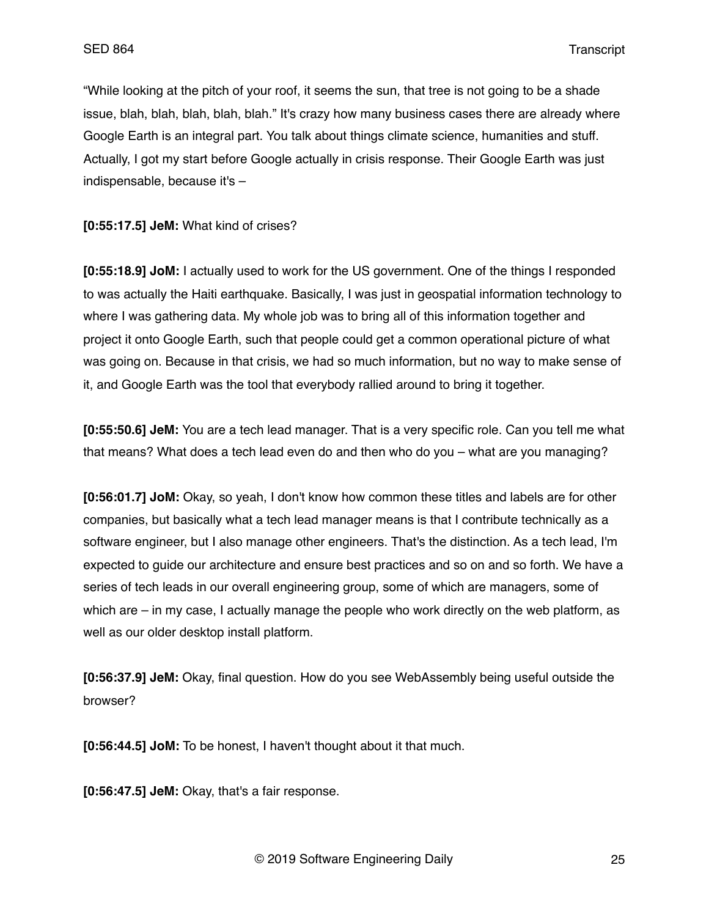"While looking at the pitch of your roof, it seems the sun, that tree is not going to be a shade issue, blah, blah, blah, blah, blah." It's crazy how many business cases there are already where Google Earth is an integral part. You talk about things climate science, humanities and stuff. Actually, I got my start before Google actually in crisis response. Their Google Earth was just indispensable, because it's –

**[0:55:17.5] JeM:** What kind of crises?

**[0:55:18.9] JoM:** I actually used to work for the US government. One of the things I responded to was actually the Haiti earthquake. Basically, I was just in geospatial information technology to where I was gathering data. My whole job was to bring all of this information together and project it onto Google Earth, such that people could get a common operational picture of what was going on. Because in that crisis, we had so much information, but no way to make sense of it, and Google Earth was the tool that everybody rallied around to bring it together.

**[0:55:50.6] JeM:** You are a tech lead manager. That is a very specific role. Can you tell me what that means? What does a tech lead even do and then who do you – what are you managing?

**[0:56:01.7] JoM:** Okay, so yeah, I don't know how common these titles and labels are for other companies, but basically what a tech lead manager means is that I contribute technically as a software engineer, but I also manage other engineers. That's the distinction. As a tech lead, I'm expected to guide our architecture and ensure best practices and so on and so forth. We have a series of tech leads in our overall engineering group, some of which are managers, some of which are – in my case, I actually manage the people who work directly on the web platform, as well as our older desktop install platform.

**[0:56:37.9] JeM:** Okay, final question. How do you see WebAssembly being useful outside the browser?

**[0:56:44.5] JoM:** To be honest, I haven't thought about it that much.

**[0:56:47.5] JeM:** Okay, that's a fair response.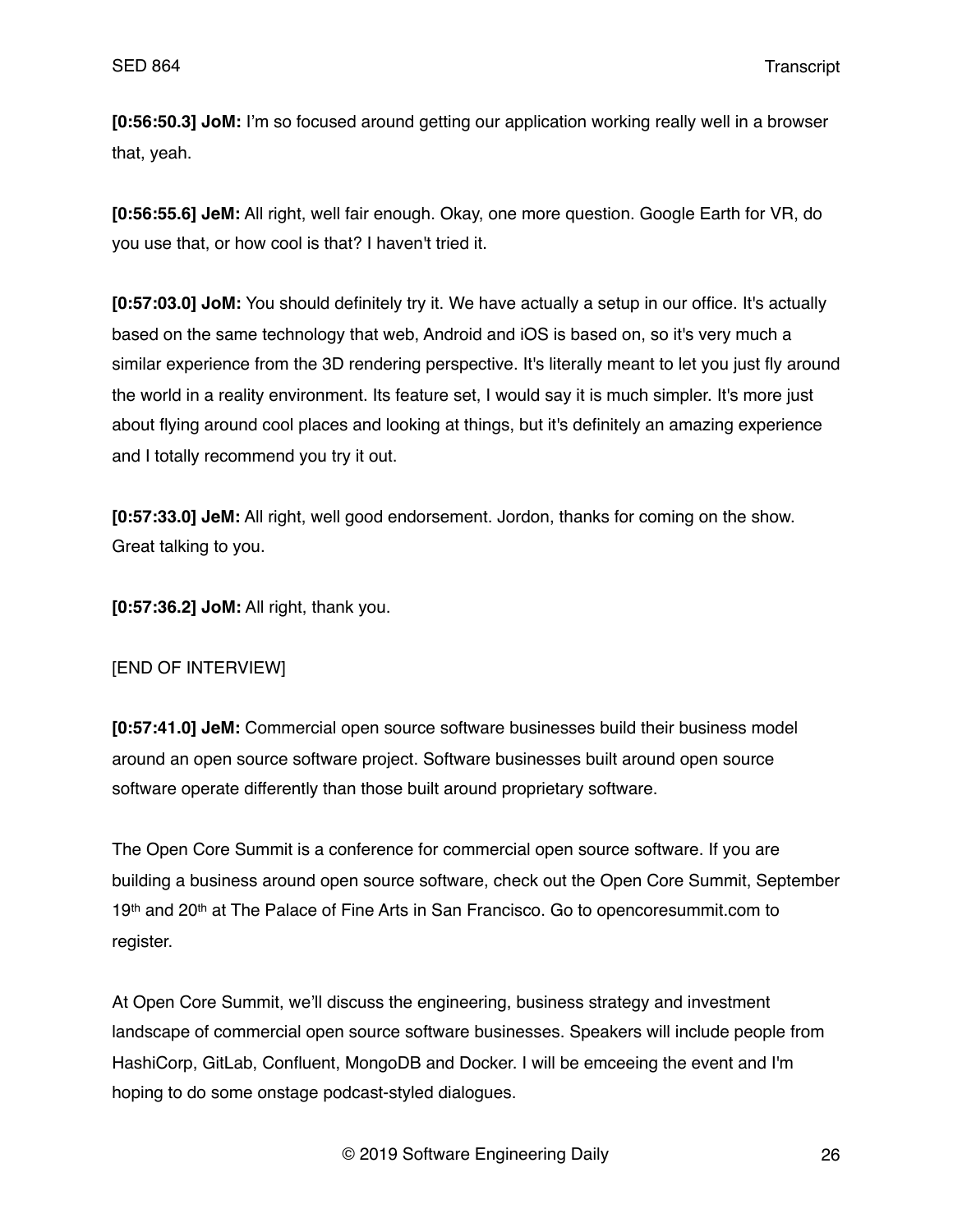**[0:56:50.3] JoM:** I'm so focused around getting our application working really well in a browser that, yeah.

**[0:56:55.6] JeM:** All right, well fair enough. Okay, one more question. Google Earth for VR, do you use that, or how cool is that? I haven't tried it.

**[0:57:03.0] JoM:** You should definitely try it. We have actually a setup in our office. It's actually based on the same technology that web, Android and iOS is based on, so it's very much a similar experience from the 3D rendering perspective. It's literally meant to let you just fly around the world in a reality environment. Its feature set, I would say it is much simpler. It's more just about flying around cool places and looking at things, but it's definitely an amazing experience and I totally recommend you try it out.

**[0:57:33.0] JeM:** All right, well good endorsement. Jordon, thanks for coming on the show. Great talking to you.

**[0:57:36.2] JoM:** All right, thank you.

[END OF INTERVIEW]

**[0:57:41.0] JeM:** Commercial open source software businesses build their business model around an open source software project. Software businesses built around open source software operate differently than those built around proprietary software.

The Open Core Summit is a conference for commercial open source software. If you are building a business around open source software, check out the Open Core Summit, September 19th and 20th at The Palace of Fine Arts in San Francisco. Go to opencoresummit.com to register.

At Open Core Summit, we'll discuss the engineering, business strategy and investment landscape of commercial open source software businesses. Speakers will include people from HashiCorp, GitLab, Confluent, MongoDB and Docker. I will be emceeing the event and I'm hoping to do some onstage podcast-styled dialogues.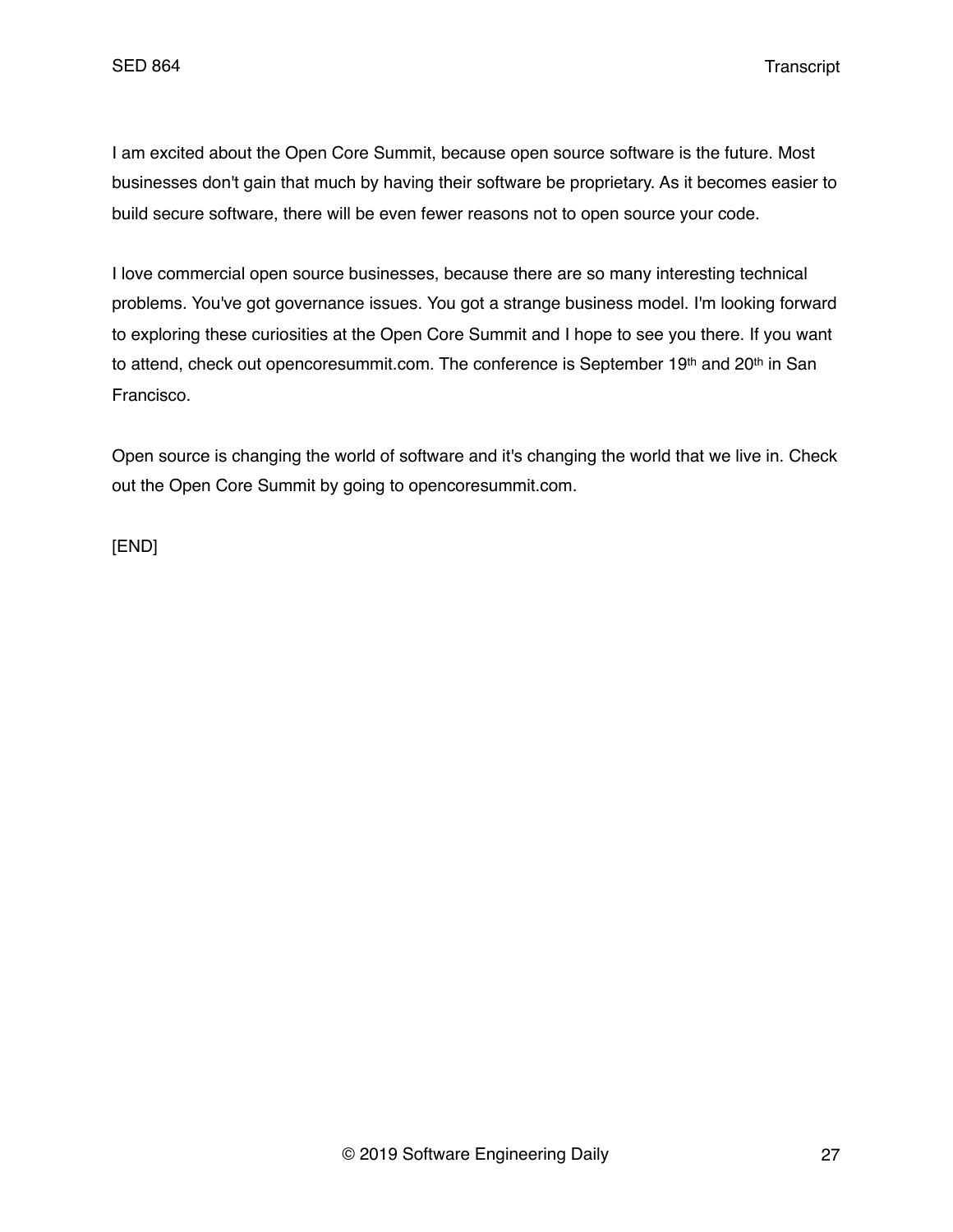I am excited about the Open Core Summit, because open source software is the future. Most businesses don't gain that much by having their software be proprietary. As it becomes easier to build secure software, there will be even fewer reasons not to open source your code.

I love commercial open source businesses, because there are so many interesting technical problems. You've got governance issues. You got a strange business model. I'm looking forward to exploring these curiosities at the Open Core Summit and I hope to see you there. If you want to attend, check out opencoresummit.com. The conference is September 19th and 20th in San Francisco.

Open source is changing the world of software and it's changing the world that we live in. Check out the Open Core Summit by going to opencoresummit.com.

[END]